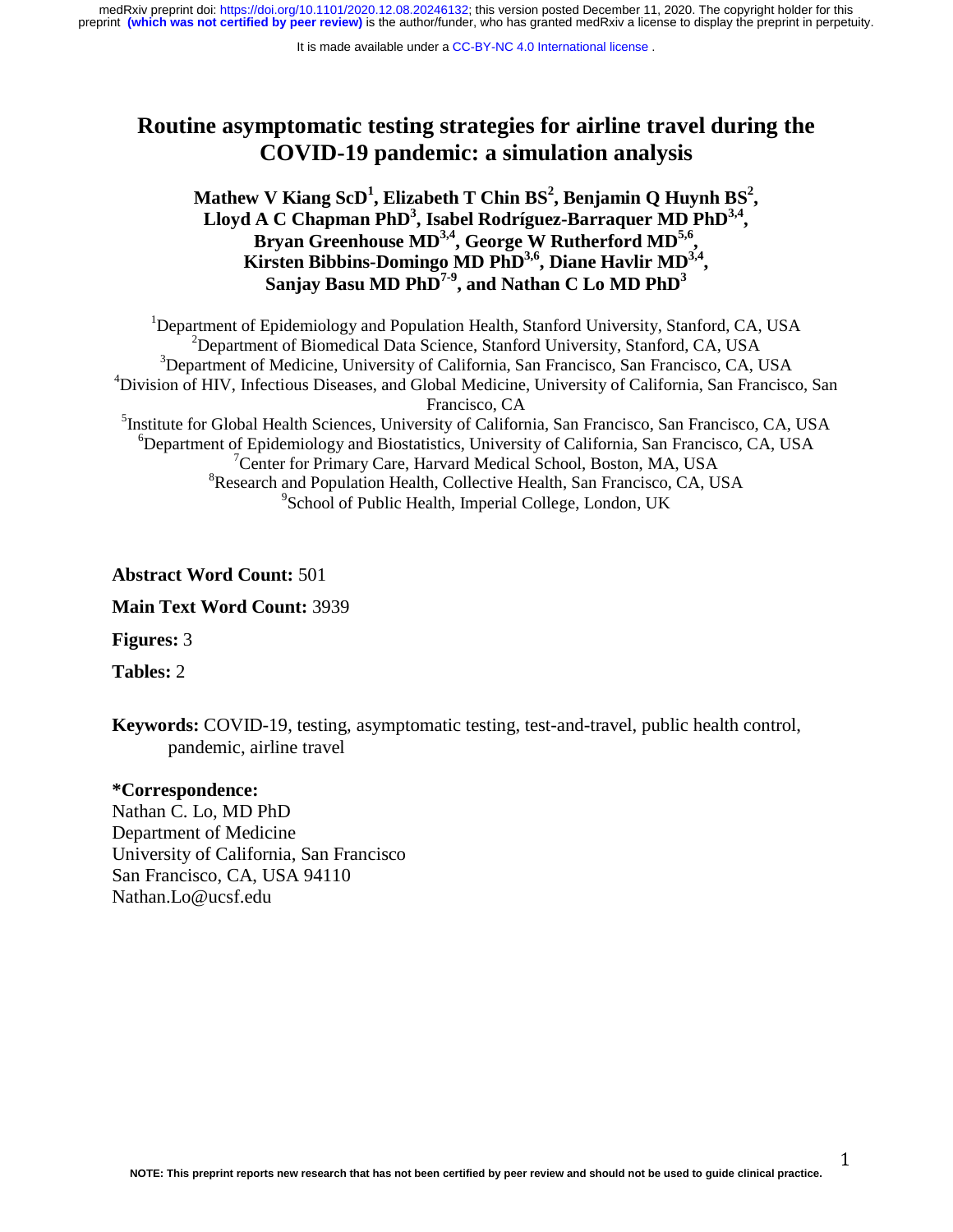# Routine asymptomatic testing strategies for airline travel during the COVID-19 pandemic: a simulation analysis

**Mathew V Kiang ScD[1], Elizabeth T Chin BS[2], Benjamin Q Huynh BS[2], Lloyd A C Chapman PhD[3], Isabel Rodríguez-Barraquer MD PhD[3,4], Bryan Greenhouse MD[3,4], George W Rutherford MD[5,6], Kirsten Bibbins-Domingo MD PhD[3,6], Diane Havlir MD[3,4], Sanjay Basu MD PhD[7-9], and Nathan C Lo MD PhD[3]**

[1]Department of Epidemiology and Population Health, Stanford University, Stanford, CA, USA
[2]Department of Biomedical Data Science, Stanford University, Stanford, CA, USA
[3]Department of Medicine, University of California, San Francisco, San Francisco, CA, USA
[4]Division of HIV, Infectious Diseases, and Global Medicine, University of California, San Francisco, San Francisco, CA
[5]Institute for Global Health Sciences, University of California, San Francisco, San Francisco, CA, USA
[6]Department of Epidemiology and Biostatistics, University of California, San Francisco, CA, USA
[7]Center for Primary Care, Harvard Medical School, Boston, MA, USA
[8]Research and Population Health, Collective Health, San Francisco, CA, USA
[9]School of Public Health, Imperial College, London, UK

**Abstract Word Count:** 501

**Main Text Word Count:** 3939

**Figures:** 3

**Tables:** 2

**Keywords:** COVID-19, testing, asymptomatic testing, test-and-travel, public health control, pandemic, airline travel

**\*Correspondence:**
Nathan C. Lo, MD PhD
Department of Medicine
University of California, San Francisco
San Francisco, CA, USA 94110
Nathan.Lo@ucsf.edu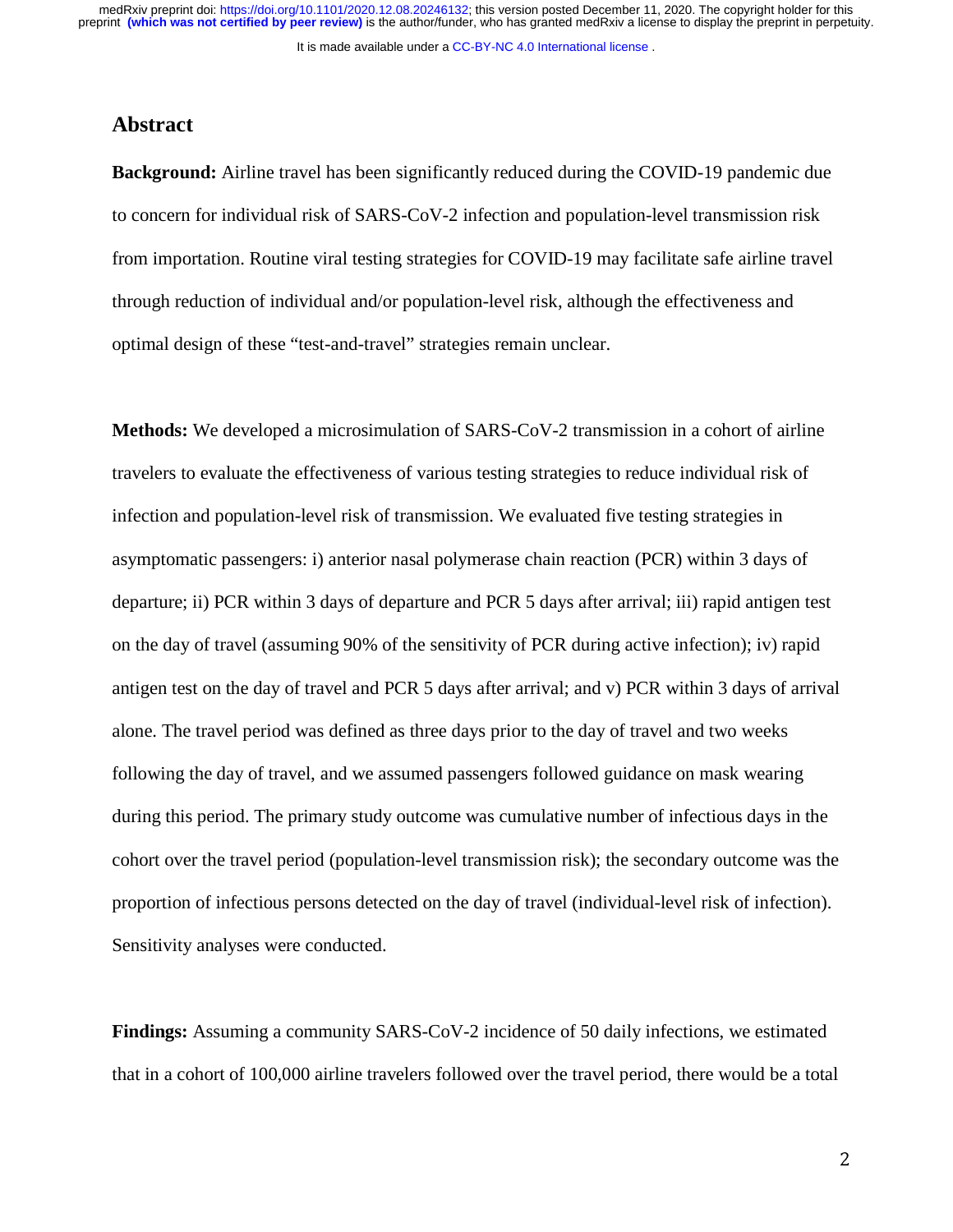## Abstract

**Background:** Airline travel has been significantly reduced during the COVID-19 pandemic due to concern for individual risk of SARS-CoV-2 infection and population-level transmission risk from importation. Routine viral testing strategies for COVID-19 may facilitate safe airline travel through reduction of individual and/or population-level risk, although the effectiveness and optimal design of these "test-and-travel" strategies remain unclear.

**Methods:** We developed a microsimulation of SARS-CoV-2 transmission in a cohort of airline travelers to evaluate the effectiveness of various testing strategies to reduce individual risk of infection and population-level risk of transmission. We evaluated five testing strategies in asymptomatic passengers: i) anterior nasal polymerase chain reaction (PCR) within 3 days of departure; ii) PCR within 3 days of departure and PCR 5 days after arrival; iii) rapid antigen test on the day of travel (assuming 90% of the sensitivity of PCR during active infection); iv) rapid antigen test on the day of travel and PCR 5 days after arrival; and v) PCR within 3 days of arrival alone. The travel period was defined as three days prior to the day of travel and two weeks following the day of travel, and we assumed passengers followed guidance on mask wearing during this period. The primary study outcome was cumulative number of infectious days in the cohort over the travel period (population-level transmission risk); the secondary outcome was the proportion of infectious persons detected on the day of travel (individual-level risk of infection). Sensitivity analyses were conducted.

**Findings:** Assuming a community SARS-CoV-2 incidence of 50 daily infections, we estimated that in a cohort of 100,000 airline travelers followed over the travel period, there would be a total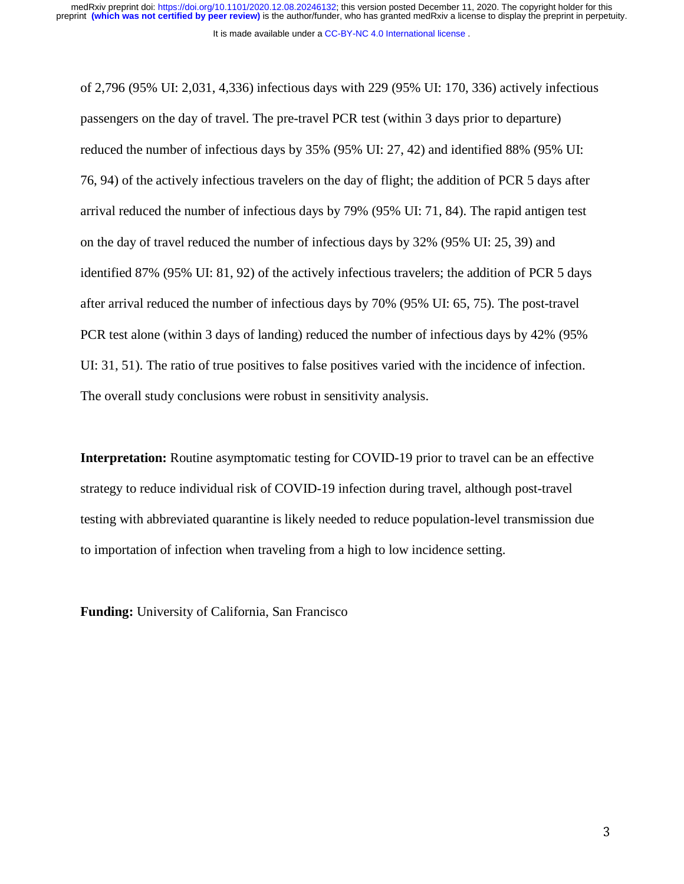of 2,796 (95% UI: 2,031, 4,336) infectious days with 229 (95% UI: 170, 336) actively infectious passengers on the day of travel. The pre-travel PCR test (within 3 days prior to departure) reduced the number of infectious days by 35% (95% UI: 27, 42) and identified 88% (95% UI: 76, 94) of the actively infectious travelers on the day of flight; the addition of PCR 5 days after arrival reduced the number of infectious days by 79% (95% UI: 71, 84). The rapid antigen test on the day of travel reduced the number of infectious days by 32% (95% UI: 25, 39) and identified 87% (95% UI: 81, 92) of the actively infectious travelers; the addition of PCR 5 days after arrival reduced the number of infectious days by 70% (95% UI: 65, 75). The post-travel PCR test alone (within 3 days of landing) reduced the number of infectious days by 42% (95% UI: 31, 51). The ratio of true positives to false positives varied with the incidence of infection. The overall study conclusions were robust in sensitivity analysis.

**Interpretation:** Routine asymptomatic testing for COVID-19 prior to travel can be an effective strategy to reduce individual risk of COVID-19 infection during travel, although post-travel testing with abbreviated quarantine is likely needed to reduce population-level transmission due to importation of infection when traveling from a high to low incidence setting.

**Funding:** University of California, San Francisco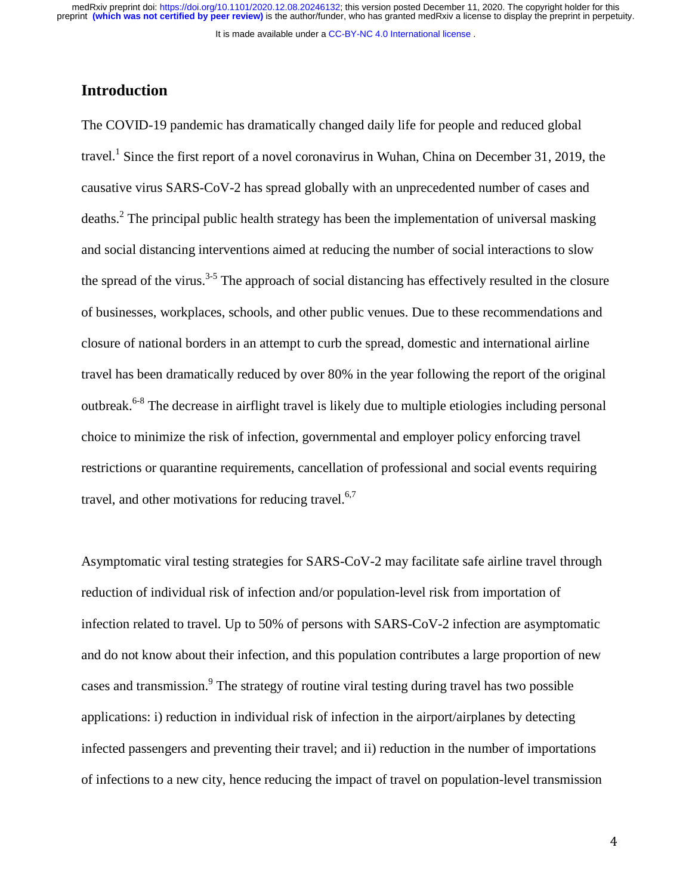## Introduction

The COVID-19 pandemic has dramatically changed daily life for people and reduced global travel.[1] Since the first report of a novel coronavirus in Wuhan, China on December 31, 2019, the causative virus SARS-CoV-2 has spread globally with an unprecedented number of cases and deaths.[2] The principal public health strategy has been the implementation of universal masking and social distancing interventions aimed at reducing the number of social interactions to slow the spread of the virus.[3-5] The approach of social distancing has effectively resulted in the closure of businesses, workplaces, schools, and other public venues. Due to these recommendations and closure of national borders in an attempt to curb the spread, domestic and international airline travel has been dramatically reduced by over 80% in the year following the report of the original outbreak.[6-8] The decrease in airflight travel is likely due to multiple etiologies including personal choice to minimize the risk of infection, governmental and employer policy enforcing travel restrictions or quarantine requirements, cancellation of professional and social events requiring travel, and other motivations for reducing travel.[6,7]

Asymptomatic viral testing strategies for SARS-CoV-2 may facilitate safe airline travel through reduction of individual risk of infection and/or population-level risk from importation of infection related to travel. Up to 50% of persons with SARS-CoV-2 infection are asymptomatic and do not know about their infection, and this population contributes a large proportion of new cases and transmission.[9] The strategy of routine viral testing during travel has two possible applications: i) reduction in individual risk of infection in the airport/airplanes by detecting infected passengers and preventing their travel; and ii) reduction in the number of importations of infections to a new city, hence reducing the impact of travel on population-level transmission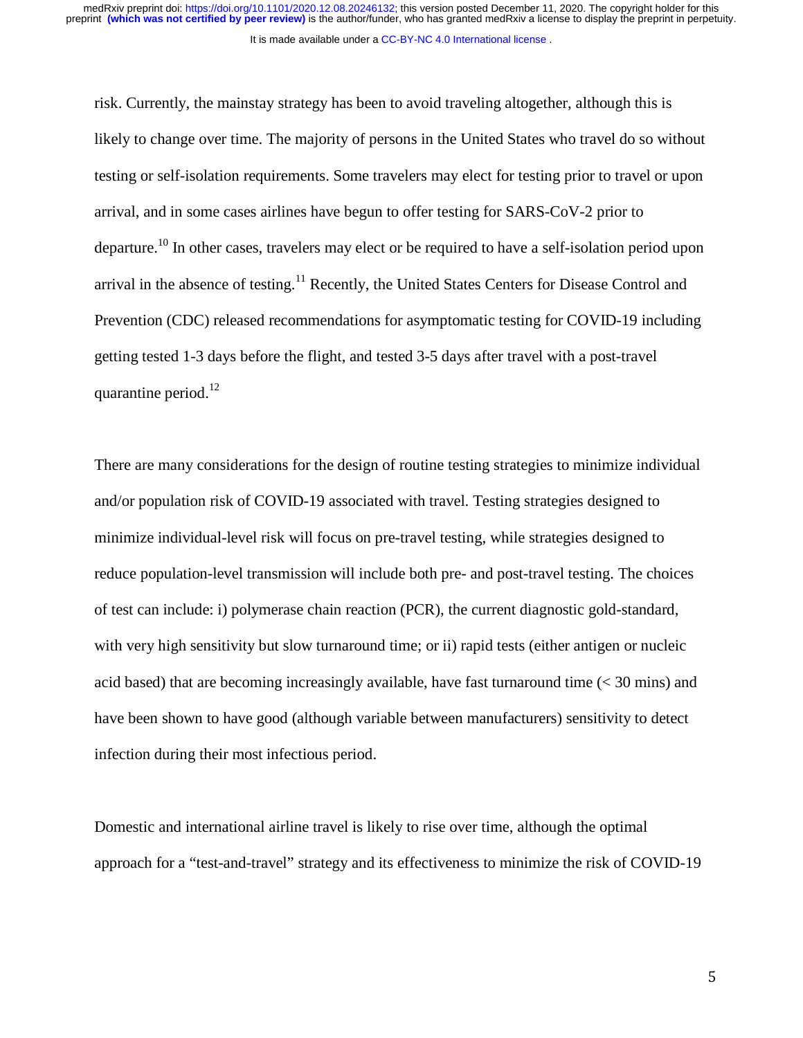risk. Currently, the mainstay strategy has been to avoid traveling altogether, although this is likely to change over time. The majority of persons in the United States who travel do so without testing or self-isolation requirements. Some travelers may elect for testing prior to travel or upon arrival, and in some cases airlines have begun to offer testing for SARS-CoV-2 prior to departure.[10] In other cases, travelers may elect or be required to have a self-isolation period upon arrival in the absence of testing.[11] Recently, the United States Centers for Disease Control and Prevention (CDC) released recommendations for asymptomatic testing for COVID-19 including getting tested 1-3 days before the flight, and tested 3-5 days after travel with a post-travel quarantine period.[12]

There are many considerations for the design of routine testing strategies to minimize individual and/or population risk of COVID-19 associated with travel. Testing strategies designed to minimize individual-level risk will focus on pre-travel testing, while strategies designed to reduce population-level transmission will include both pre- and post-travel testing. The choices of test can include: i) polymerase chain reaction (PCR), the current diagnostic gold-standard, with very high sensitivity but slow turnaround time; or ii) rapid tests (either antigen or nucleic acid based) that are becoming increasingly available, have fast turnaround time (< 30 mins) and have been shown to have good (although variable between manufacturers) sensitivity to detect infection during their most infectious period.

Domestic and international airline travel is likely to rise over time, although the optimal approach for a "test-and-travel" strategy and its effectiveness to minimize the risk of COVID-19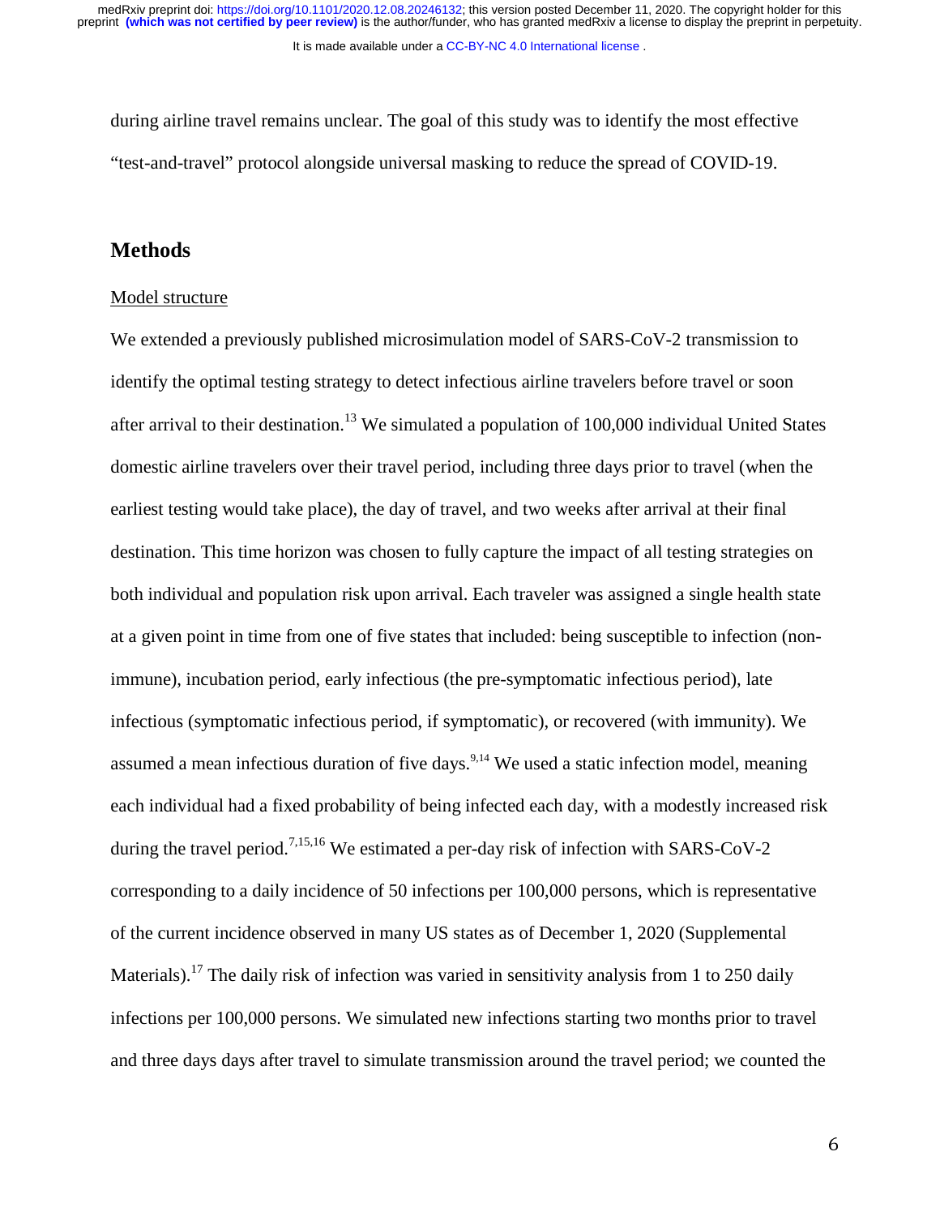during airline travel remains unclear. The goal of this study was to identify the most effective "test-and-travel" protocol alongside universal masking to reduce the spread of COVID-19.

## Methods

### Model structure

We extended a previously published microsimulation model of SARS-CoV-2 transmission to identify the optimal testing strategy to detect infectious airline travelers before travel or soon after arrival to their destination.[13] We simulated a population of 100,000 individual United States domestic airline travelers over their travel period, including three days prior to travel (when the earliest testing would take place), the day of travel, and two weeks after arrival at their final destination. This time horizon was chosen to fully capture the impact of all testing strategies on both individual and population risk upon arrival. Each traveler was assigned a single health state at a given point in time from one of five states that included: being susceptible to infection (non-immune), incubation period, early infectious (the pre-symptomatic infectious period), late infectious (symptomatic infectious period, if symptomatic), or recovered (with immunity). We assumed a mean infectious duration of five days.[9,14] We used a static infection model, meaning each individual had a fixed probability of being infected each day, with a modestly increased risk during the travel period.[7,15,16] We estimated a per-day risk of infection with SARS-CoV-2 corresponding to a daily incidence of 50 infections per 100,000 persons, which is representative of the current incidence observed in many US states as of December 1, 2020 (Supplemental Materials).[17] The daily risk of infection was varied in sensitivity analysis from 1 to 250 daily infections per 100,000 persons. We simulated new infections starting two months prior to travel and three days days after travel to simulate transmission around the travel period; we counted the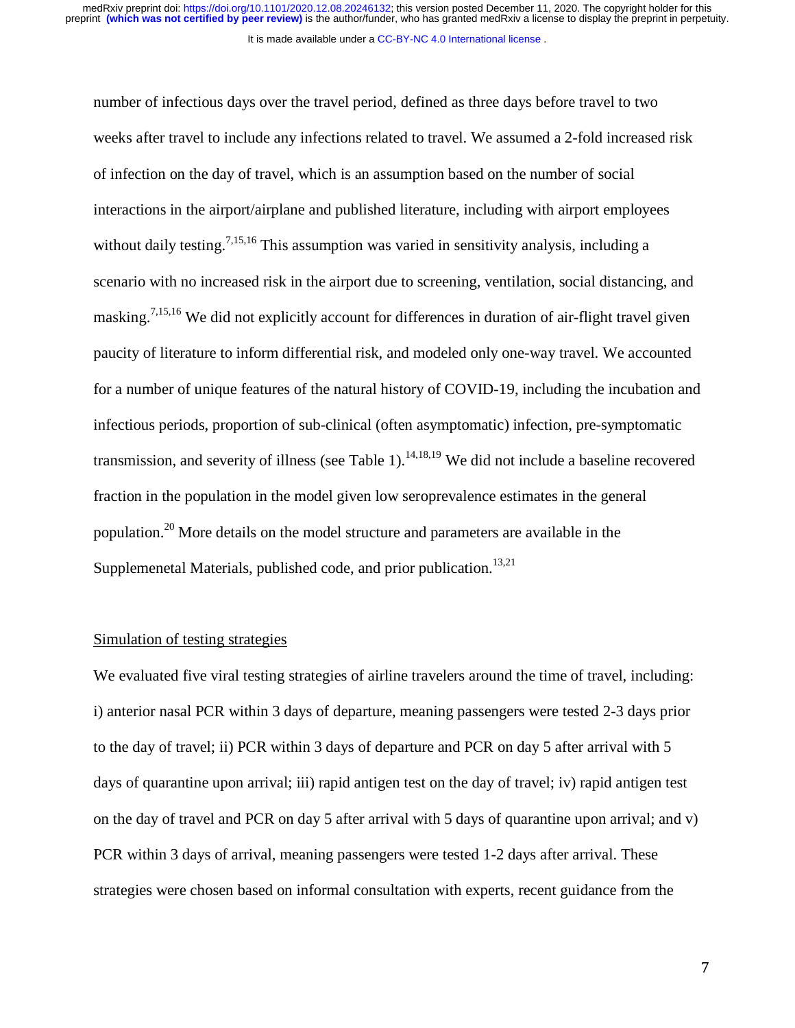number of infectious days over the travel period, defined as three days before travel to two weeks after travel to include any infections related to travel. We assumed a 2-fold increased risk of infection on the day of travel, which is an assumption based on the number of social interactions in the airport/airplane and published literature, including with airport employees without daily testing.[7,15,16] This assumption was varied in sensitivity analysis, including a scenario with no increased risk in the airport due to screening, ventilation, social distancing, and masking.[7,15,16] We did not explicitly account for differences in duration of air-flight travel given paucity of literature to inform differential risk, and modeled only one-way travel. We accounted for a number of unique features of the natural history of COVID-19, including the incubation and infectious periods, proportion of sub-clinical (often asymptomatic) infection, pre-symptomatic transmission, and severity of illness (see Table 1).[14,18,19] We did not include a baseline recovered fraction in the population in the model given low seroprevalence estimates in the general population.[20] More details on the model structure and parameters are available in the Supplemenetal Materials, published code, and prior publication.[13,21]

## Simulation of testing strategies

We evaluated five viral testing strategies of airline travelers around the time of travel, including: i) anterior nasal PCR within 3 days of departure, meaning passengers were tested 2-3 days prior to the day of travel; ii) PCR within 3 days of departure and PCR on day 5 after arrival with 5 days of quarantine upon arrival; iii) rapid antigen test on the day of travel; iv) rapid antigen test on the day of travel and PCR on day 5 after arrival with 5 days of quarantine upon arrival; and v) PCR within 3 days of arrival, meaning passengers were tested 1-2 days after arrival. These strategies were chosen based on informal consultation with experts, recent guidance from the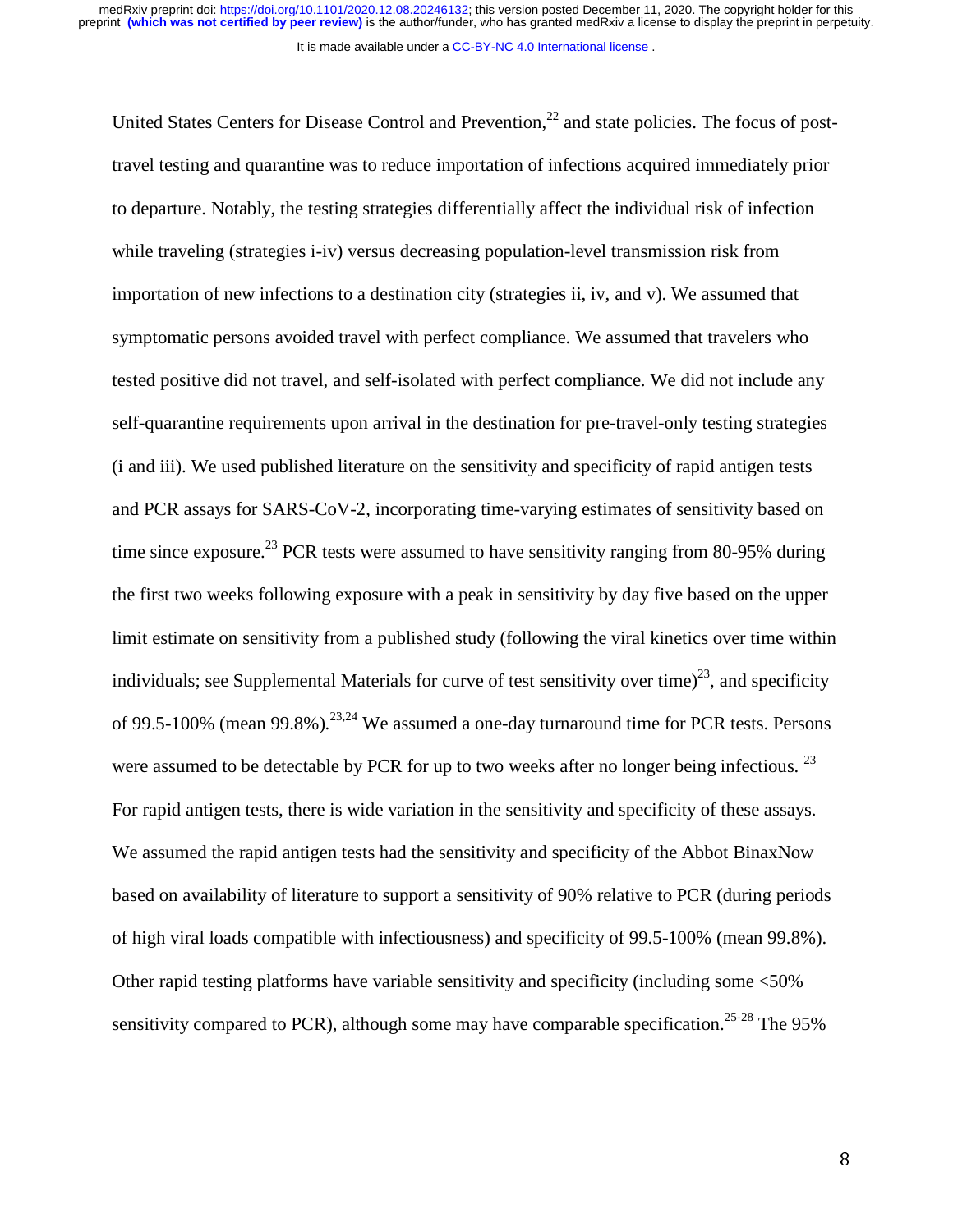United States Centers for Disease Control and Prevention,[22] and state policies. The focus of post-travel testing and quarantine was to reduce importation of infections acquired immediately prior to departure. Notably, the testing strategies differentially affect the individual risk of infection while traveling (strategies i-iv) versus decreasing population-level transmission risk from importation of new infections to a destination city (strategies ii, iv, and v). We assumed that symptomatic persons avoided travel with perfect compliance. We assumed that travelers who tested positive did not travel, and self-isolated with perfect compliance. We did not include any self-quarantine requirements upon arrival in the destination for pre-travel-only testing strategies (i and iii). We used published literature on the sensitivity and specificity of rapid antigen tests and PCR assays for SARS-CoV-2, incorporating time-varying estimates of sensitivity based on time since exposure.[23] PCR tests were assumed to have sensitivity ranging from 80-95% during the first two weeks following exposure with a peak in sensitivity by day five based on the upper limit estimate on sensitivity from a published study (following the viral kinetics over time within individuals; see Supplemental Materials for curve of test sensitivity over time)[23], and specificity of 99.5-100% (mean 99.8%).[23,24] We assumed a one-day turnaround time for PCR tests. Persons were assumed to be detectable by PCR for up to two weeks after no longer being infectious. [23] For rapid antigen tests, there is wide variation in the sensitivity and specificity of these assays. We assumed the rapid antigen tests had the sensitivity and specificity of the Abbot BinaxNow based on availability of literature to support a sensitivity of 90% relative to PCR (during periods of high viral loads compatible with infectiousness) and specificity of 99.5-100% (mean 99.8%). Other rapid testing platforms have variable sensitivity and specificity (including some <50% sensitivity compared to PCR), although some may have comparable specification.[25-28] The 95%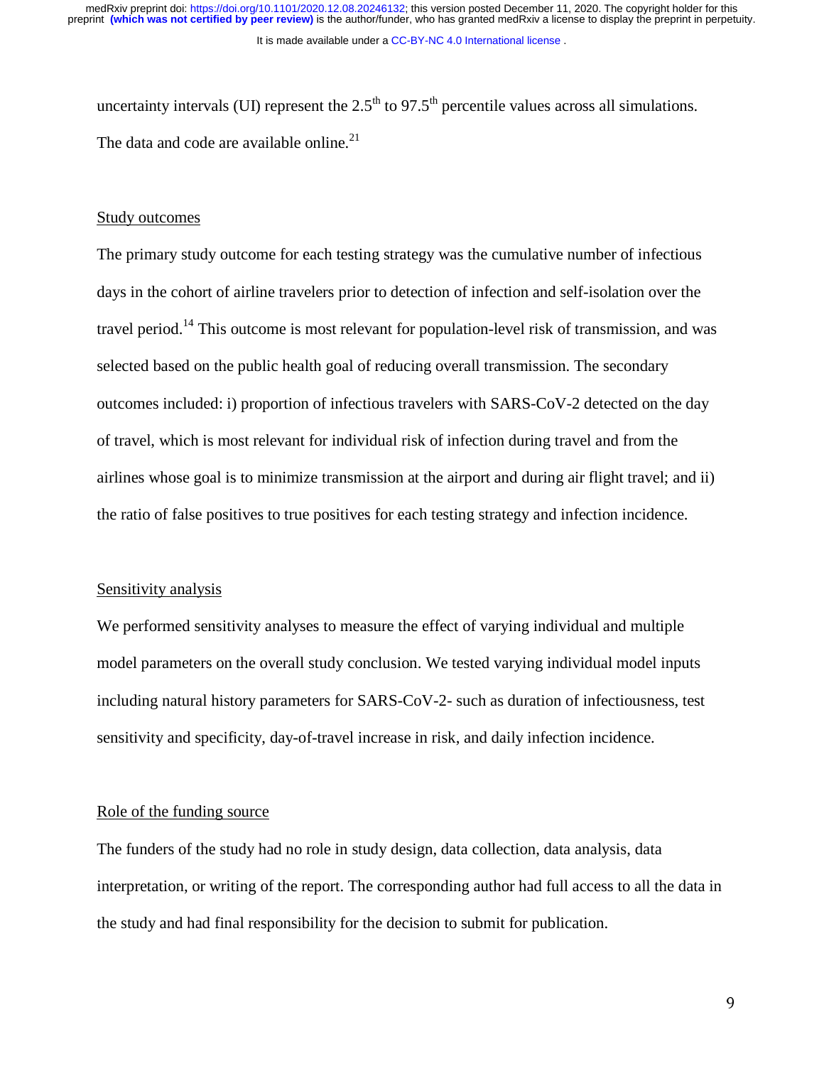uncertainty intervals (UI) represent the 2.5th to 97.5th percentile values across all simulations. The data and code are available online.[21]

## Study outcomes

The primary study outcome for each testing strategy was the cumulative number of infectious days in the cohort of airline travelers prior to detection of infection and self-isolation over the travel period.[14] This outcome is most relevant for population-level risk of transmission, and was selected based on the public health goal of reducing overall transmission. The secondary outcomes included: i) proportion of infectious travelers with SARS-CoV-2 detected on the day of travel, which is most relevant for individual risk of infection during travel and from the airlines whose goal is to minimize transmission at the airport and during air flight travel; and ii) the ratio of false positives to true positives for each testing strategy and infection incidence.

## Sensitivity analysis

We performed sensitivity analyses to measure the effect of varying individual and multiple model parameters on the overall study conclusion. We tested varying individual model inputs including natural history parameters for SARS-CoV-2- such as duration of infectiousness, test sensitivity and specificity, day-of-travel increase in risk, and daily infection incidence.

## Role of the funding source

The funders of the study had no role in study design, data collection, data analysis, data interpretation, or writing of the report. The corresponding author had full access to all the data in the study and had final responsibility for the decision to submit for publication.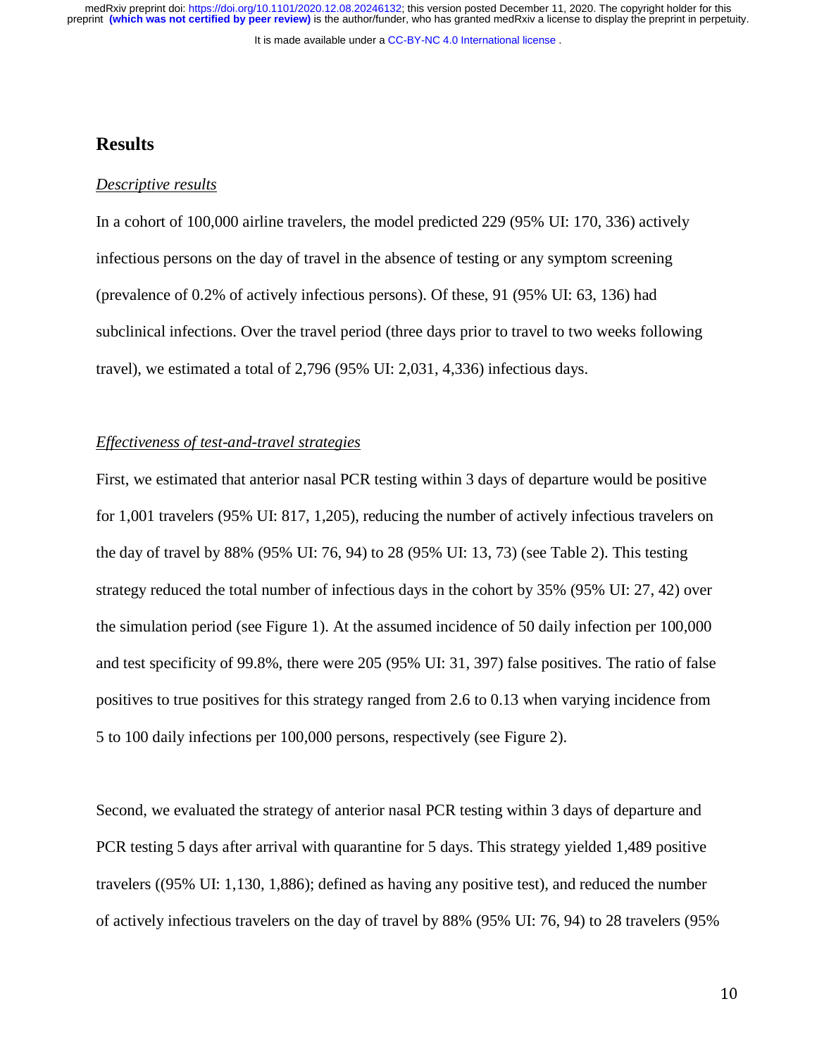## Results

### *Descriptive results*

In a cohort of 100,000 airline travelers, the model predicted 229 (95% UI: 170, 336) actively infectious persons on the day of travel in the absence of testing or any symptom screening (prevalence of 0.2% of actively infectious persons). Of these, 91 (95% UI: 63, 136) had subclinical infections. Over the travel period (three days prior to travel to two weeks following travel), we estimated a total of 2,796 (95% UI: 2,031, 4,336) infectious days.

### *Effectiveness of test-and-travel strategies*

First, we estimated that anterior nasal PCR testing within 3 days of departure would be positive for 1,001 travelers (95% UI: 817, 1,205), reducing the number of actively infectious travelers on the day of travel by 88% (95% UI: 76, 94) to 28 (95% UI: 13, 73) (see Table 2). This testing strategy reduced the total number of infectious days in the cohort by 35% (95% UI: 27, 42) over the simulation period (see Figure 1). At the assumed incidence of 50 daily infection per 100,000 and test specificity of 99.8%, there were 205 (95% UI: 31, 397) false positives. The ratio of false positives to true positives for this strategy ranged from 2.6 to 0.13 when varying incidence from 5 to 100 daily infections per 100,000 persons, respectively (see Figure 2).

Second, we evaluated the strategy of anterior nasal PCR testing within 3 days of departure and PCR testing 5 days after arrival with quarantine for 5 days. This strategy yielded 1,489 positive travelers ((95% UI: 1,130, 1,886); defined as having any positive test), and reduced the number of actively infectious travelers on the day of travel by 88% (95% UI: 76, 94) to 28 travelers (95%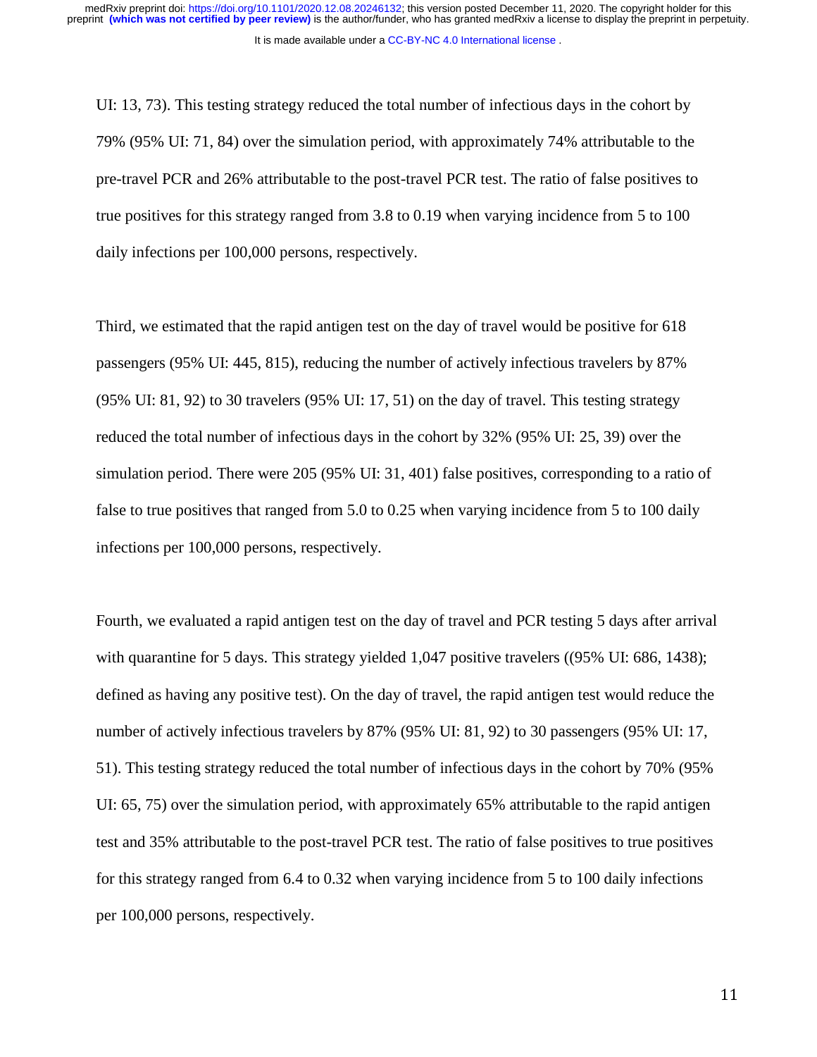UI: 13, 73). This testing strategy reduced the total number of infectious days in the cohort by 79% (95% UI: 71, 84) over the simulation period, with approximately 74% attributable to the pre-travel PCR and 26% attributable to the post-travel PCR test. The ratio of false positives to true positives for this strategy ranged from 3.8 to 0.19 when varying incidence from 5 to 100 daily infections per 100,000 persons, respectively.

Third, we estimated that the rapid antigen test on the day of travel would be positive for 618 passengers (95% UI: 445, 815), reducing the number of actively infectious travelers by 87% (95% UI: 81, 92) to 30 travelers (95% UI: 17, 51) on the day of travel. This testing strategy reduced the total number of infectious days in the cohort by 32% (95% UI: 25, 39) over the simulation period. There were 205 (95% UI: 31, 401) false positives, corresponding to a ratio of false to true positives that ranged from 5.0 to 0.25 when varying incidence from 5 to 100 daily infections per 100,000 persons, respectively.

Fourth, we evaluated a rapid antigen test on the day of travel and PCR testing 5 days after arrival with quarantine for 5 days. This strategy yielded 1,047 positive travelers ((95% UI: 686, 1438); defined as having any positive test). On the day of travel, the rapid antigen test would reduce the number of actively infectious travelers by 87% (95% UI: 81, 92) to 30 passengers (95% UI: 17, 51). This testing strategy reduced the total number of infectious days in the cohort by 70% (95% UI: 65, 75) over the simulation period, with approximately 65% attributable to the rapid antigen test and 35% attributable to the post-travel PCR test. The ratio of false positives to true positives for this strategy ranged from 6.4 to 0.32 when varying incidence from 5 to 100 daily infections per 100,000 persons, respectively.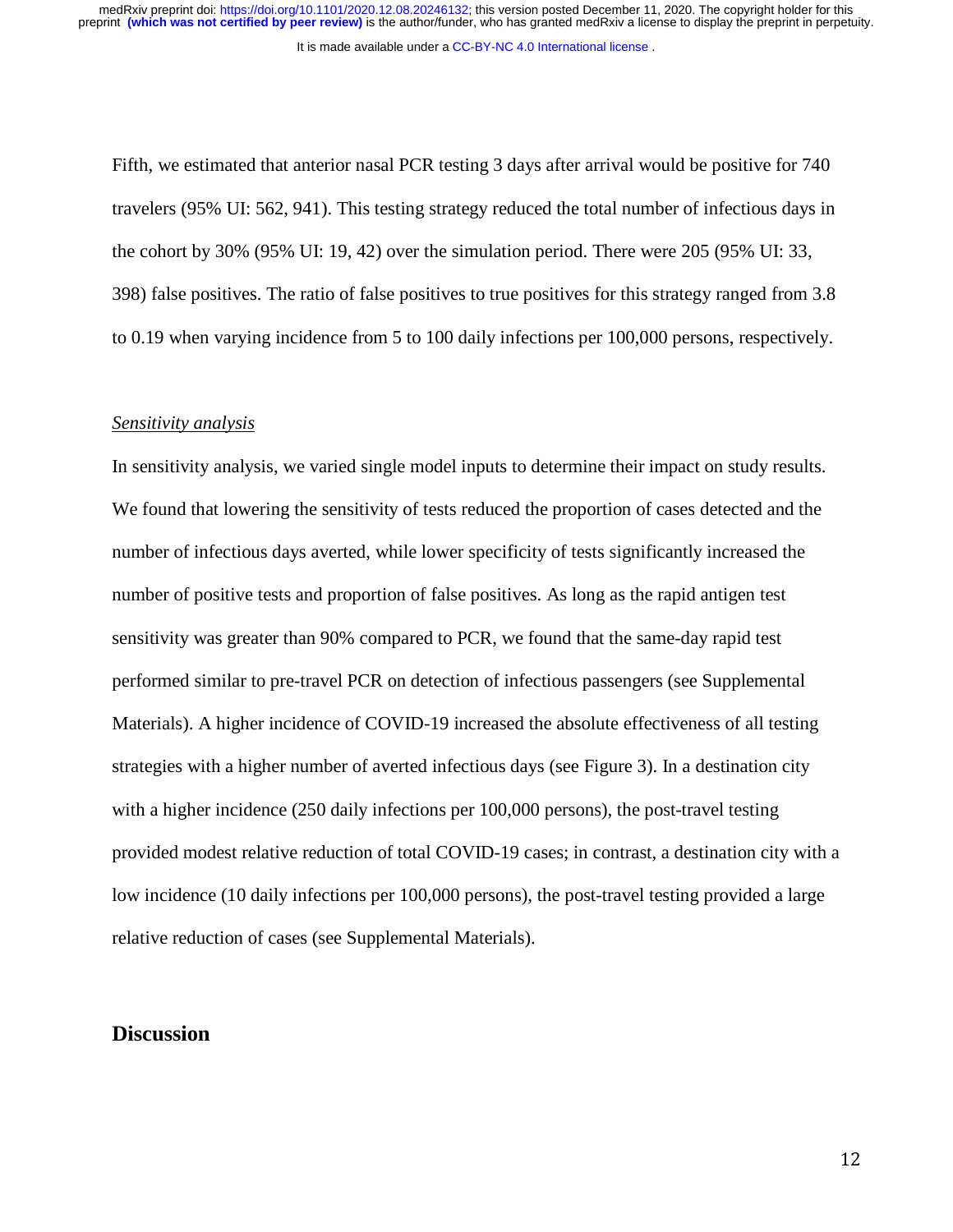Fifth, we estimated that anterior nasal PCR testing 3 days after arrival would be positive for 740 travelers (95% UI: 562, 941). This testing strategy reduced the total number of infectious days in the cohort by 30% (95% UI: 19, 42) over the simulation period. There were 205 (95% UI: 33, 398) false positives. The ratio of false positives to true positives for this strategy ranged from 3.8 to 0.19 when varying incidence from 5 to 100 daily infections per 100,000 persons, respectively.

*Sensitivity analysis*

In sensitivity analysis, we varied single model inputs to determine their impact on study results. We found that lowering the sensitivity of tests reduced the proportion of cases detected and the number of infectious days averted, while lower specificity of tests significantly increased the number of positive tests and proportion of false positives. As long as the rapid antigen test sensitivity was greater than 90% compared to PCR, we found that the same-day rapid test performed similar to pre-travel PCR on detection of infectious passengers (see Supplemental Materials). A higher incidence of COVID-19 increased the absolute effectiveness of all testing strategies with a higher number of averted infectious days (see Figure 3). In a destination city with a higher incidence (250 daily infections per 100,000 persons), the post-travel testing provided modest relative reduction of total COVID-19 cases; in contrast, a destination city with a low incidence (10 daily infections per 100,000 persons), the post-travel testing provided a large relative reduction of cases (see Supplemental Materials).

## Discussion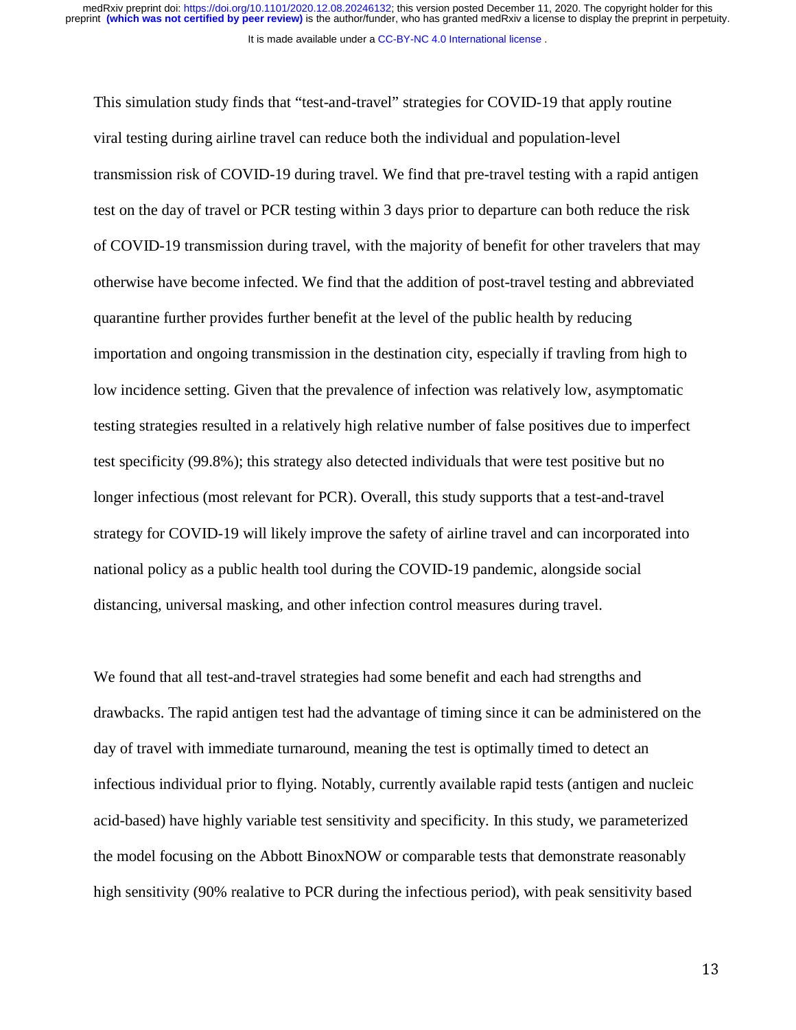This simulation study finds that "test-and-travel" strategies for COVID-19 that apply routine viral testing during airline travel can reduce both the individual and population-level transmission risk of COVID-19 during travel. We find that pre-travel testing with a rapid antigen test on the day of travel or PCR testing within 3 days prior to departure can both reduce the risk of COVID-19 transmission during travel, with the majority of benefit for other travelers that may otherwise have become infected. We find that the addition of post-travel testing and abbreviated quarantine further provides further benefit at the level of the public health by reducing importation and ongoing transmission in the destination city, especially if travling from high to low incidence setting. Given that the prevalence of infection was relatively low, asymptomatic testing strategies resulted in a relatively high relative number of false positives due to imperfect test specificity (99.8%); this strategy also detected individuals that were test positive but no longer infectious (most relevant for PCR). Overall, this study supports that a test-and-travel strategy for COVID-19 will likely improve the safety of airline travel and can incorporated into national policy as a public health tool during the COVID-19 pandemic, alongside social distancing, universal masking, and other infection control measures during travel.

We found that all test-and-travel strategies had some benefit and each had strengths and drawbacks. The rapid antigen test had the advantage of timing since it can be administered on the day of travel with immediate turnaround, meaning the test is optimally timed to detect an infectious individual prior to flying. Notably, currently available rapid tests (antigen and nucleic acid-based) have highly variable test sensitivity and specificity. In this study, we parameterized the model focusing on the Abbott BinoxNOW or comparable tests that demonstrate reasonably high sensitivity (90% realative to PCR during the infectious period), with peak sensitivity based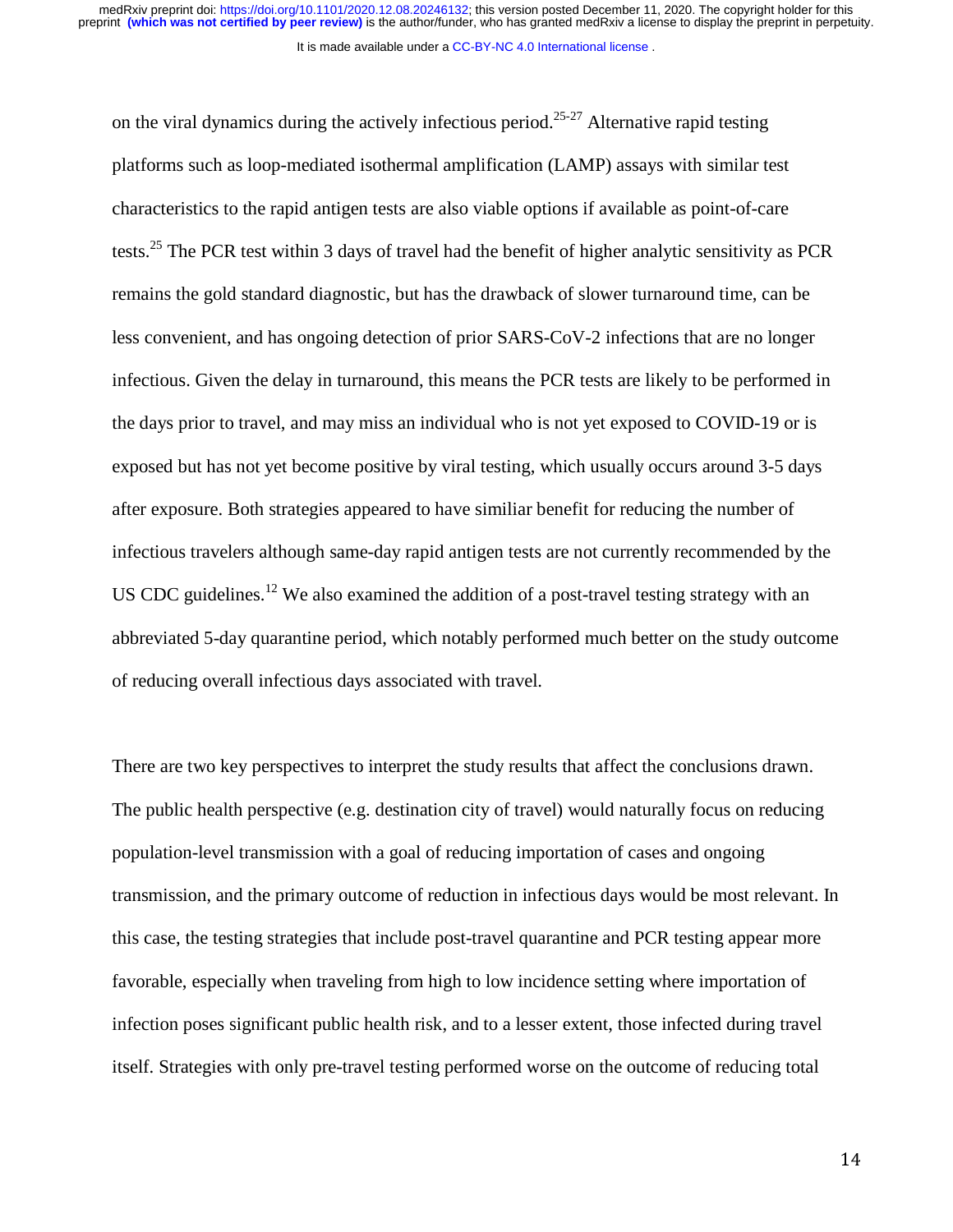on the viral dynamics during the actively infectious period.[25-27] Alternative rapid testing platforms such as loop-mediated isothermal amplification (LAMP) assays with similar test characteristics to the rapid antigen tests are also viable options if available as point-of-care tests.[25] The PCR test within 3 days of travel had the benefit of higher analytic sensitivity as PCR remains the gold standard diagnostic, but has the drawback of slower turnaround time, can be less convenient, and has ongoing detection of prior SARS-CoV-2 infections that are no longer infectious. Given the delay in turnaround, this means the PCR tests are likely to be performed in the days prior to travel, and may miss an individual who is not yet exposed to COVID-19 or is exposed but has not yet become positive by viral testing, which usually occurs around 3-5 days after exposure. Both strategies appeared to have similiar benefit for reducing the number of infectious travelers although same-day rapid antigen tests are not currently recommended by the US CDC guidelines.[12] We also examined the addition of a post-travel testing strategy with an abbreviated 5-day quarantine period, which notably performed much better on the study outcome of reducing overall infectious days associated with travel.

There are two key perspectives to interpret the study results that affect the conclusions drawn. The public health perspective (e.g. destination city of travel) would naturally focus on reducing population-level transmission with a goal of reducing importation of cases and ongoing transmission, and the primary outcome of reduction in infectious days would be most relevant. In this case, the testing strategies that include post-travel quarantine and PCR testing appear more favorable, especially when traveling from high to low incidence setting where importation of infection poses significant public health risk, and to a lesser extent, those infected during travel itself. Strategies with only pre-travel testing performed worse on the outcome of reducing total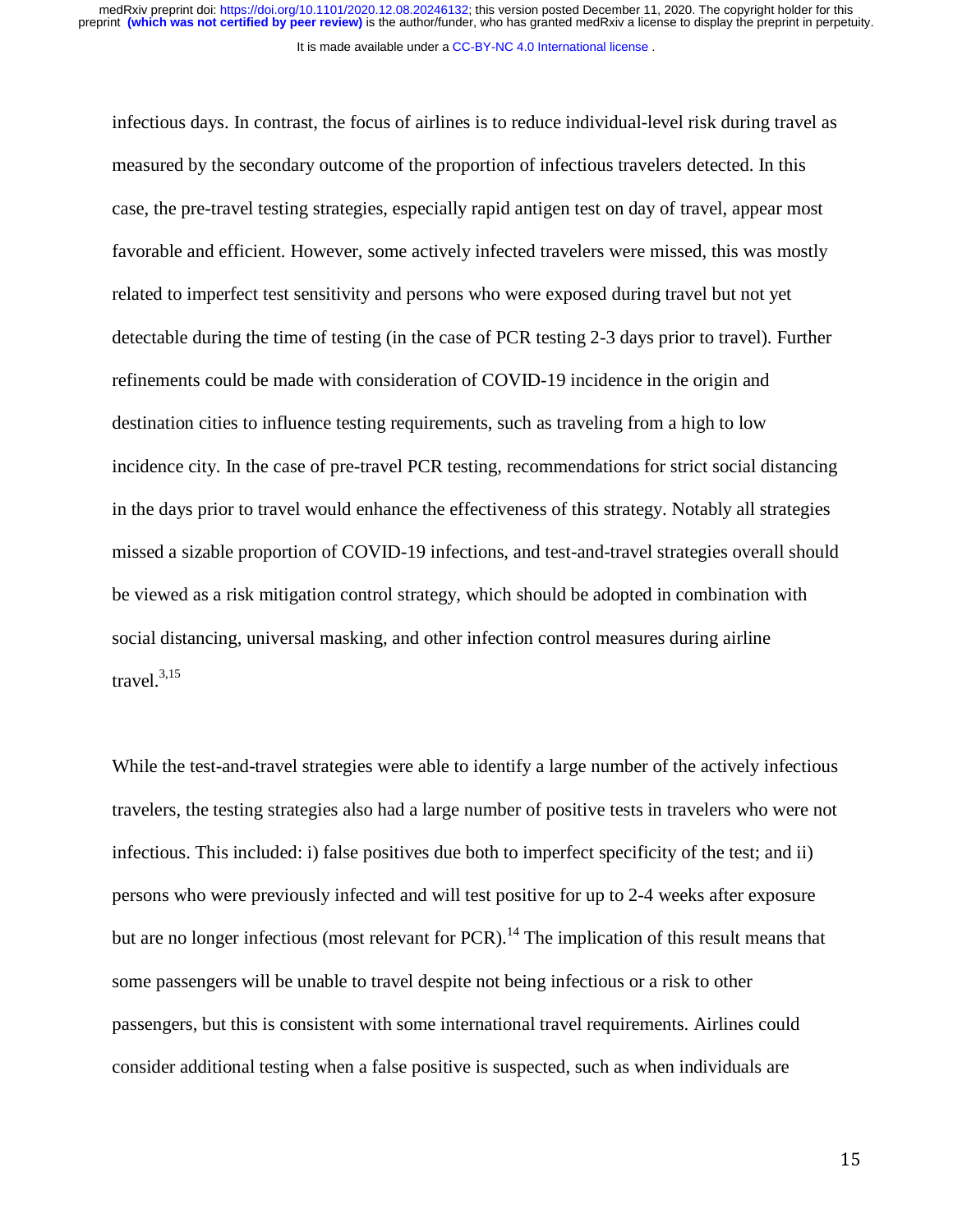infectious days. In contrast, the focus of airlines is to reduce individual-level risk during travel as measured by the secondary outcome of the proportion of infectious travelers detected. In this case, the pre-travel testing strategies, especially rapid antigen test on day of travel, appear most favorable and efficient. However, some actively infected travelers were missed, this was mostly related to imperfect test sensitivity and persons who were exposed during travel but not yet detectable during the time of testing (in the case of PCR testing 2-3 days prior to travel). Further refinements could be made with consideration of COVID-19 incidence in the origin and destination cities to influence testing requirements, such as traveling from a high to low incidence city. In the case of pre-travel PCR testing, recommendations for strict social distancing in the days prior to travel would enhance the effectiveness of this strategy. Notably all strategies missed a sizable proportion of COVID-19 infections, and test-and-travel strategies overall should be viewed as a risk mitigation control strategy, which should be adopted in combination with social distancing, universal masking, and other infection control measures during airline travel.[3,15]

While the test-and-travel strategies were able to identify a large number of the actively infectious travelers, the testing strategies also had a large number of positive tests in travelers who were not infectious. This included: i) false positives due both to imperfect specificity of the test; and ii) persons who were previously infected and will test positive for up to 2-4 weeks after exposure but are no longer infectious (most relevant for PCR).[14] The implication of this result means that some passengers will be unable to travel despite not being infectious or a risk to other passengers, but this is consistent with some international travel requirements. Airlines could consider additional testing when a false positive is suspected, such as when individuals are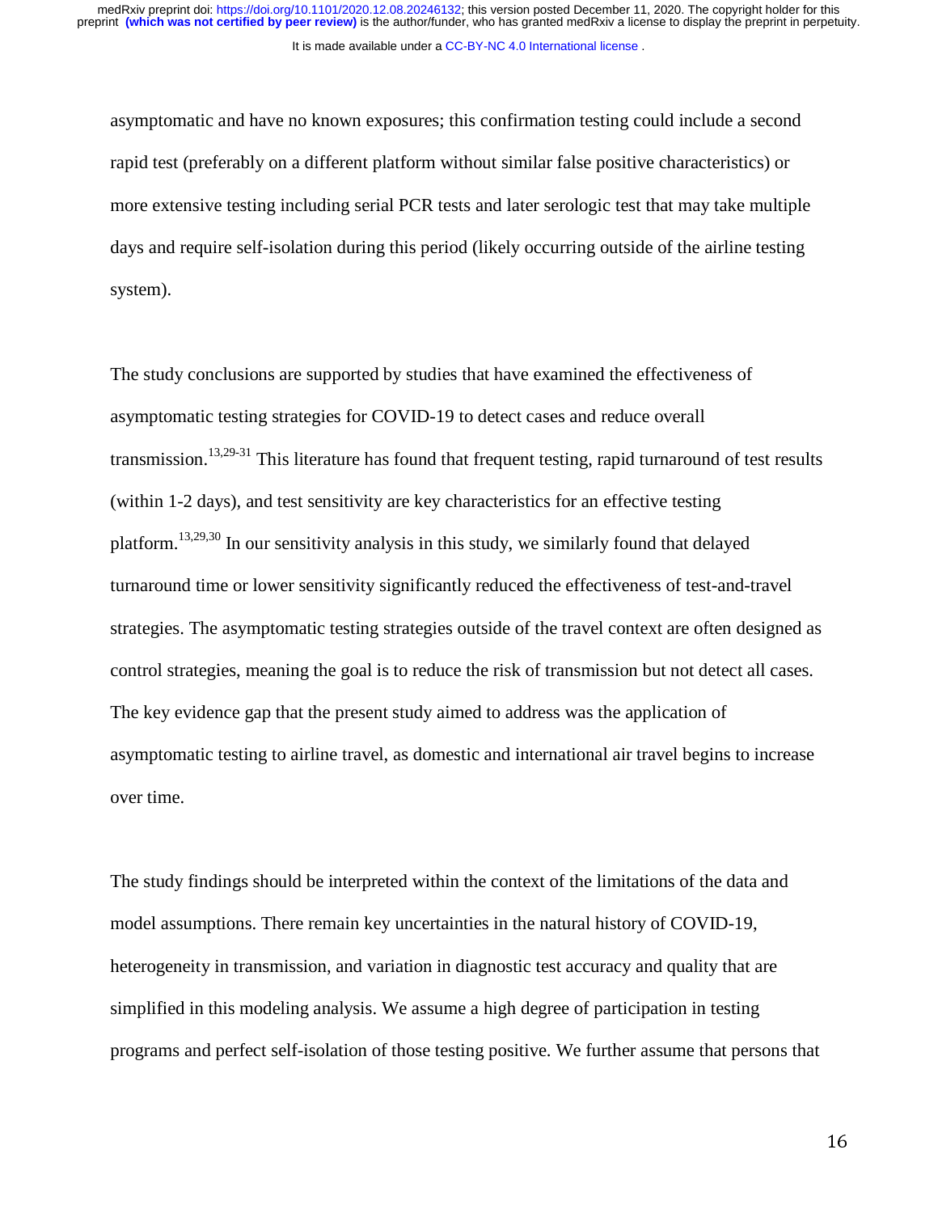asymptomatic and have no known exposures; this confirmation testing could include a second rapid test (preferably on a different platform without similar false positive characteristics) or more extensive testing including serial PCR tests and later serologic test that may take multiple days and require self-isolation during this period (likely occurring outside of the airline testing system).

The study conclusions are supported by studies that have examined the effectiveness of asymptomatic testing strategies for COVID-19 to detect cases and reduce overall transmission.[13,29-31] This literature has found that frequent testing, rapid turnaround of test results (within 1-2 days), and test sensitivity are key characteristics for an effective testing platform.[13,29,30] In our sensitivity analysis in this study, we similarly found that delayed turnaround time or lower sensitivity significantly reduced the effectiveness of test-and-travel strategies. The asymptomatic testing strategies outside of the travel context are often designed as control strategies, meaning the goal is to reduce the risk of transmission but not detect all cases. The key evidence gap that the present study aimed to address was the application of asymptomatic testing to airline travel, as domestic and international air travel begins to increase over time.

The study findings should be interpreted within the context of the limitations of the data and model assumptions. There remain key uncertainties in the natural history of COVID-19, heterogeneity in transmission, and variation in diagnostic test accuracy and quality that are simplified in this modeling analysis. We assume a high degree of participation in testing programs and perfect self-isolation of those testing positive. We further assume that persons that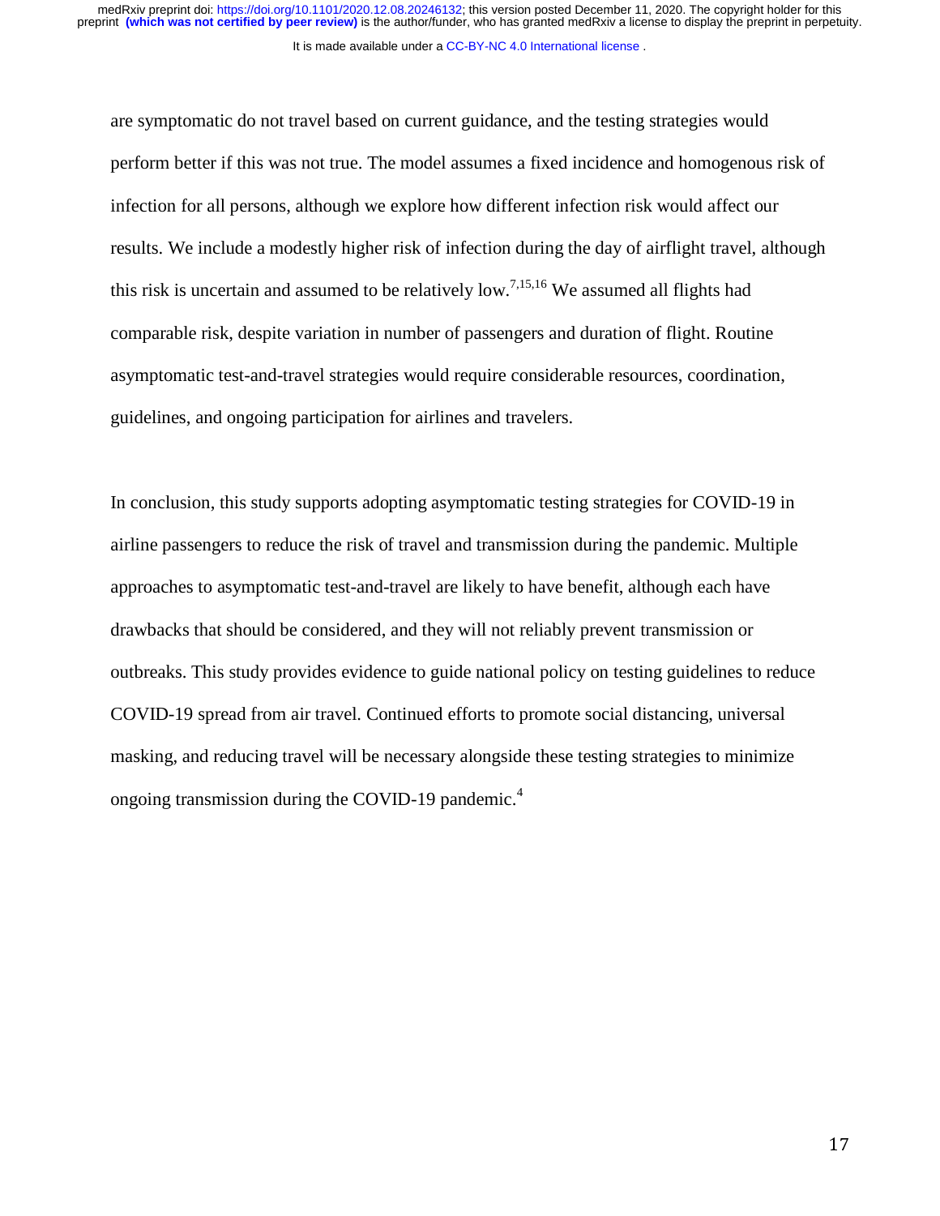are symptomatic do not travel based on current guidance, and the testing strategies would perform better if this was not true. The model assumes a fixed incidence and homogenous risk of infection for all persons, although we explore how different infection risk would affect our results. We include a modestly higher risk of infection during the day of airflight travel, although this risk is uncertain and assumed to be relatively low.[7,15,16] We assumed all flights had comparable risk, despite variation in number of passengers and duration of flight. Routine asymptomatic test-and-travel strategies would require considerable resources, coordination, guidelines, and ongoing participation for airlines and travelers.

In conclusion, this study supports adopting asymptomatic testing strategies for COVID-19 in airline passengers to reduce the risk of travel and transmission during the pandemic. Multiple approaches to asymptomatic test-and-travel are likely to have benefit, although each have drawbacks that should be considered, and they will not reliably prevent transmission or outbreaks. This study provides evidence to guide national policy on testing guidelines to reduce COVID-19 spread from air travel. Continued efforts to promote social distancing, universal masking, and reducing travel will be necessary alongside these testing strategies to minimize ongoing transmission during the COVID-19 pandemic.[4]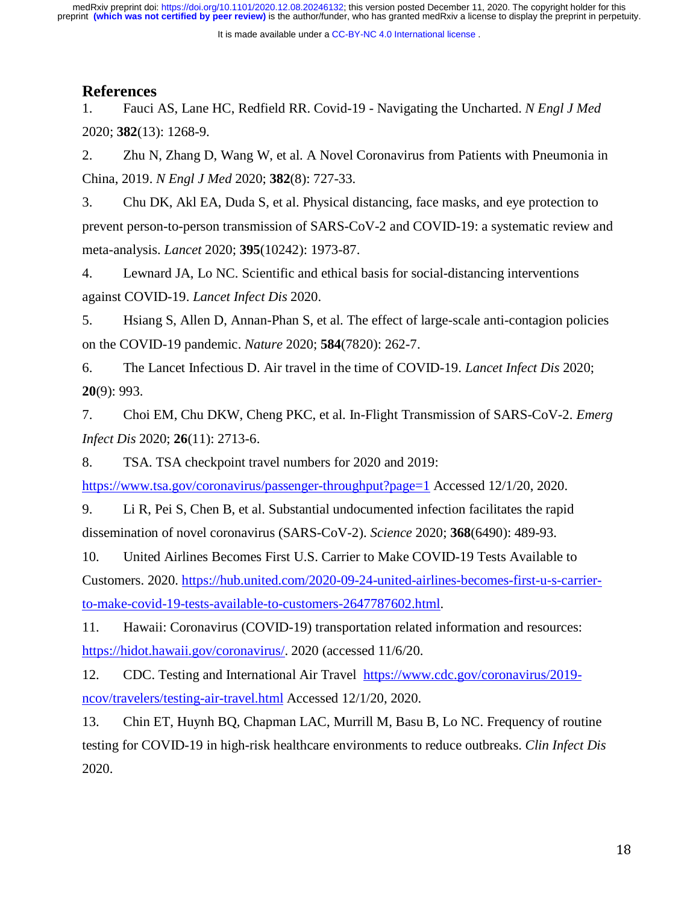## References

1. Fauci AS, Lane HC, Redfield RR. Covid-19 - Navigating the Uncharted. *N Engl J Med* 2020; **382**(13): 1268-9.

2. Zhu N, Zhang D, Wang W, et al. A Novel Coronavirus from Patients with Pneumonia in China, 2019. *N Engl J Med* 2020; **382**(8): 727-33.

3. Chu DK, Akl EA, Duda S, et al. Physical distancing, face masks, and eye protection to prevent person-to-person transmission of SARS-CoV-2 and COVID-19: a systematic review and meta-analysis. *Lancet* 2020; **395**(10242): 1973-87.

4. Lewnard JA, Lo NC. Scientific and ethical basis for social-distancing interventions against COVID-19. *Lancet Infect Dis* 2020.

5. Hsiang S, Allen D, Annan-Phan S, et al. The effect of large-scale anti-contagion policies on the COVID-19 pandemic. *Nature* 2020; **584**(7820): 262-7.

6. The Lancet Infectious D. Air travel in the time of COVID-19. *Lancet Infect Dis* 2020; **20**(9): 993.

7. Choi EM, Chu DKW, Cheng PKC, et al. In-Flight Transmission of SARS-CoV-2. *Emerg Infect Dis* 2020; **26**(11): 2713-6.

8. TSA. TSA checkpoint travel numbers for 2020 and 2019: https://www.tsa.gov/coronavirus/passenger-throughput?page=1 Accessed 12/1/20, 2020.

9. Li R, Pei S, Chen B, et al. Substantial undocumented infection facilitates the rapid dissemination of novel coronavirus (SARS-CoV-2). *Science* 2020; **368**(6490): 489-93.

10. United Airlines Becomes First U.S. Carrier to Make COVID-19 Tests Available to Customers. 2020. https://hub.united.com/2020-09-24-united-airlines-becomes-first-u-s-carrier-to-make-covid-19-tests-available-to-customers-2647787602.html.

11. Hawaii: Coronavirus (COVID-19) transportation related information and resources: https://hidot.hawaii.gov/coronavirus/. 2020 (accessed 11/6/20.

12. CDC. Testing and International Air Travel https://www.cdc.gov/coronavirus/2019-ncov/travelers/testing-air-travel.html Accessed 12/1/20, 2020.

13. Chin ET, Huynh BQ, Chapman LAC, Murrill M, Basu B, Lo NC. Frequency of routine testing for COVID-19 in high-risk healthcare environments to reduce outbreaks. *Clin Infect Dis* 2020.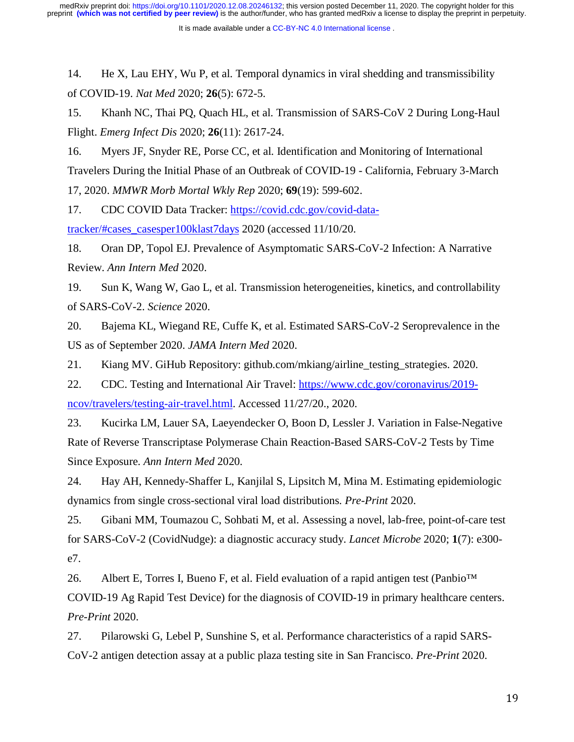14. He X, Lau EHY, Wu P, et al. Temporal dynamics in viral shedding and transmissibility of COVID-19. *Nat Med* 2020; **26**(5): 672-5.

15. Khanh NC, Thai PQ, Quach HL, et al. Transmission of SARS-CoV 2 During Long-Haul Flight. *Emerg Infect Dis* 2020; **26**(11): 2617-24.

16. Myers JF, Snyder RE, Porse CC, et al. Identification and Monitoring of International Travelers During the Initial Phase of an Outbreak of COVID-19 - California, February 3-March 17, 2020. *MMWR Morb Mortal Wkly Rep* 2020; **69**(19): 599-602.

17. CDC COVID Data Tracker: https://covid.cdc.gov/covid-data-tracker/#cases_casesper100klast7days 2020 (accessed 11/10/20.

18. Oran DP, Topol EJ. Prevalence of Asymptomatic SARS-CoV-2 Infection: A Narrative Review. *Ann Intern Med* 2020.

19. Sun K, Wang W, Gao L, et al. Transmission heterogeneities, kinetics, and controllability of SARS-CoV-2. *Science* 2020.

20. Bajema KL, Wiegand RE, Cuffe K, et al. Estimated SARS-CoV-2 Seroprevalence in the US as of September 2020. *JAMA Intern Med* 2020.

21. Kiang MV. GiHub Repository: github.com/mkiang/airline_testing_strategies. 2020.

22. CDC. Testing and International Air Travel: https://www.cdc.gov/coronavirus/2019-ncov/travelers/testing-air-travel.html. Accessed 11/27/20., 2020.

23. Kucirka LM, Lauer SA, Laeyendecker O, Boon D, Lessler J. Variation in False-Negative Rate of Reverse Transcriptase Polymerase Chain Reaction-Based SARS-CoV-2 Tests by Time Since Exposure. *Ann Intern Med* 2020.

24. Hay AH, Kennedy-Shaffer L, Kanjilal S, Lipsitch M, Mina M. Estimating epidemiologic dynamics from single cross-sectional viral load distributions. *Pre-Print* 2020.

25. Gibani MM, Toumazou C, Sohbati M, et al. Assessing a novel, lab-free, point-of-care test for SARS-CoV-2 (CovidNudge): a diagnostic accuracy study. *Lancet Microbe* 2020; **1**(7): e300-e7.

26. Albert E, Torres I, Bueno F, et al. Field evaluation of a rapid antigen test (Panbio™ COVID-19 Ag Rapid Test Device) for the diagnosis of COVID-19 in primary healthcare centers. *Pre-Print* 2020.

27. Pilarowski G, Lebel P, Sunshine S, et al. Performance characteristics of a rapid SARS-CoV-2 antigen detection assay at a public plaza testing site in San Francisco. *Pre-Print* 2020.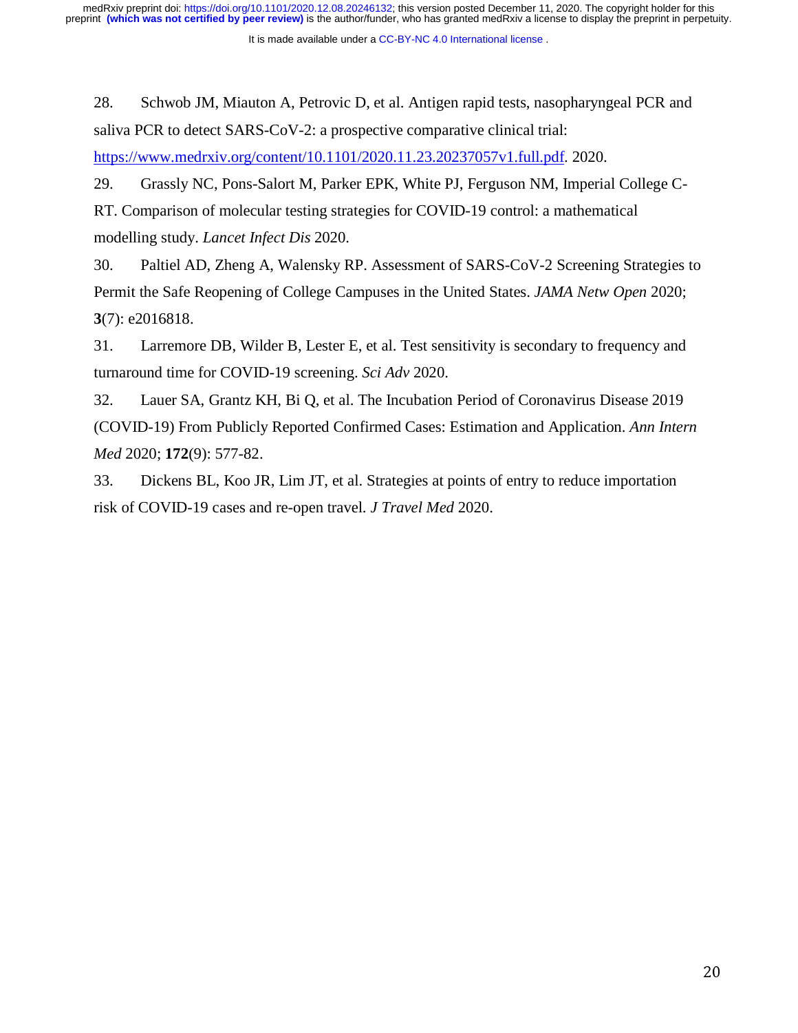28. Schwob JM, Miauton A, Petrovic D, et al. Antigen rapid tests, nasopharyngeal PCR and saliva PCR to detect SARS-CoV-2: a prospective comparative clinical trial: https://www.medrxiv.org/content/10.1101/2020.11.23.20237057v1.full.pdf. 2020.

29. Grassly NC, Pons-Salort M, Parker EPK, White PJ, Ferguson NM, Imperial College C-RT. Comparison of molecular testing strategies for COVID-19 control: a mathematical modelling study. *Lancet Infect Dis* 2020.

30. Paltiel AD, Zheng A, Walensky RP. Assessment of SARS-CoV-2 Screening Strategies to Permit the Safe Reopening of College Campuses in the United States. *JAMA Netw Open* 2020; **3**(7): e2016818.

31. Larremore DB, Wilder B, Lester E, et al. Test sensitivity is secondary to frequency and turnaround time for COVID-19 screening. *Sci Adv* 2020.

32. Lauer SA, Grantz KH, Bi Q, et al. The Incubation Period of Coronavirus Disease 2019 (COVID-19) From Publicly Reported Confirmed Cases: Estimation and Application. *Ann Intern Med* 2020; **172**(9): 577-82.

33. Dickens BL, Koo JR, Lim JT, et al. Strategies at points of entry to reduce importation risk of COVID-19 cases and re-open travel. *J Travel Med* 2020.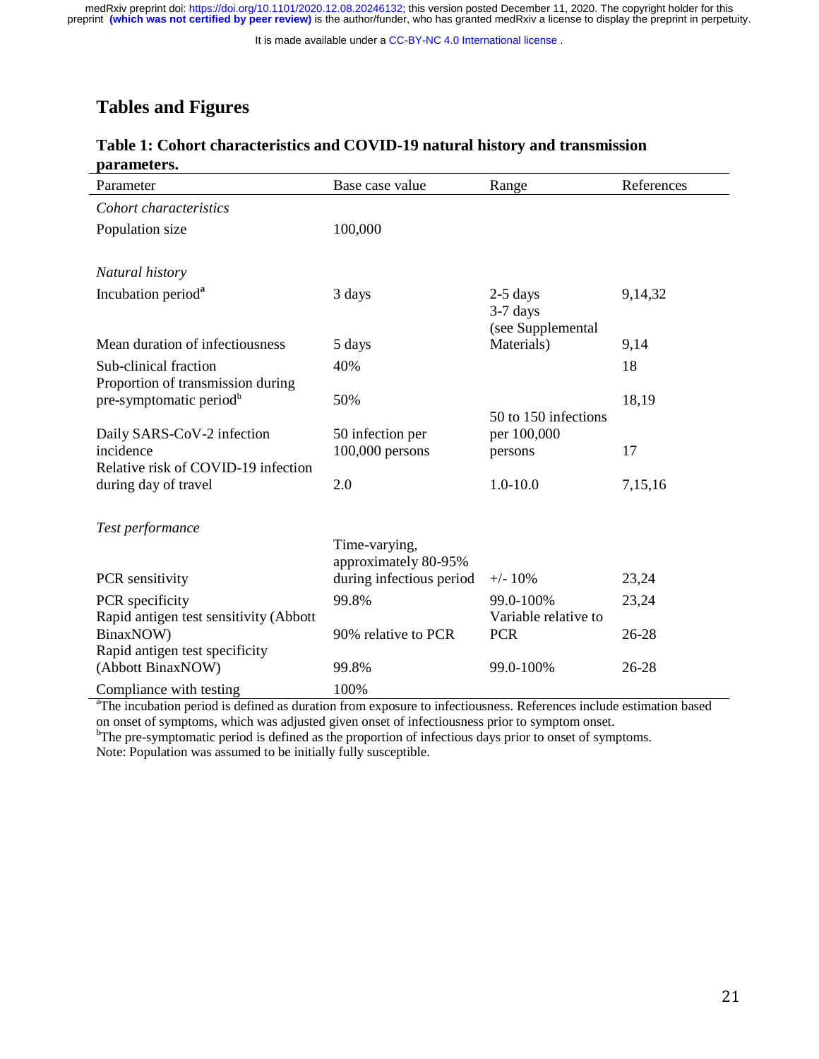# Tables and Figures

**Table 1: Cohort characteristics and COVID-19 natural history and transmission parameters.**

| Parameter | Base case value | Range | References |
|---|---|---|---|
| *Cohort characteristics* | | | |
| Population size | 100,000 | | |
| *Natural history* | | | |
| Incubation period[a] | 3 days | 2-5 days | 9,14,32 |
| | | 3-7 days | |
| | | (see Supplemental Materials) | |
| Mean duration of infectiousness | 5 days | | 9,14 |
| Sub-clinical fraction | 40% | | 18 |
| Proportion of transmission during pre-symptomatic period[b] | 50% | | 18,19 |
| Daily SARS-CoV-2 infection incidence | 50 infection per 100,000 persons | 50 to 150 infections per 100,000 persons | 17 |
| Relative risk of COVID-19 infection during day of travel | 2.0 | 1.0-10.0 | 7,15,16 |
| *Test performance* | | | |
| PCR sensitivity | Time-varying, approximately 80-95% during infectious period | +/- 10% | 23,24 |
| PCR specificity | 99.8% | 99.0-100% | 23,24 |
| Rapid antigen test sensitivity (Abbott BinaxNOW) | 90% relative to PCR | Variable relative to PCR | 26-28 |
| Rapid antigen test specificity (Abbott BinaxNOW) | 99.8% | 99.0-100% | 26-28 |
| Compliance with testing | 100% | | |

[a]The incubation period is defined as duration from exposure to infectiousness. References include estimation based on onset of symptoms, which was adjusted given onset of infectiousness prior to symptom onset.
[b]The pre-symptomatic period is defined as the proportion of infectious days prior to onset of symptoms.
Note: Population was assumed to be initially fully susceptible.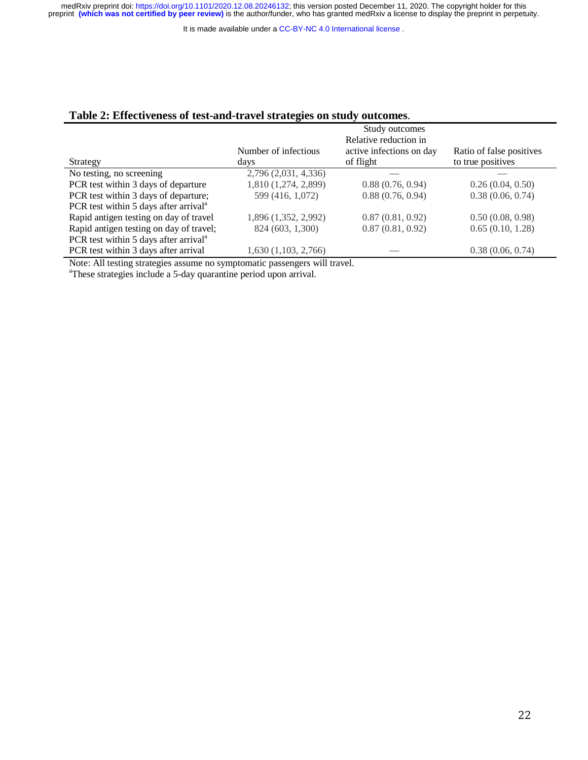**Table 2: Effectiveness of test-and-travel strategies on study outcomes**.

| Strategy | Number of infectious days | Relative reduction in active infections on day of flight | Ratio of false positives to true positives |
|---|---|---|---|
| | Study outcomes | | |
| No testing, no screening | 2,796 (2,031, 4,336) | — | — |
| PCR test within 3 days of departure | 1,810 (1,274, 2,899) | 0.88 (0.76, 0.94) | 0.26 (0.04, 0.50) |
| PCR test within 3 days of departure; PCR test within 5 days after arrival[a] | 599 (416, 1,072) | 0.88 (0.76, 0.94) | 0.38 (0.06, 0.74) |
| Rapid antigen testing on day of travel | 1,896 (1,352, 2,992) | 0.87 (0.81, 0.92) | 0.50 (0.08, 0.98) |
| Rapid antigen testing on day of travel; PCR test within 5 days after arrival[a] | 824 (603, 1,300) | 0.87 (0.81, 0.92) | 0.65 (0.10, 1.28) |
| PCR test within 3 days after arrival | 1,630 (1,103, 2,766) | — | 0.38 (0.06, 0.74) |

Note: All testing strategies assume no symptomatic passengers will travel.

[a]These strategies include a 5-day quarantine period upon arrival.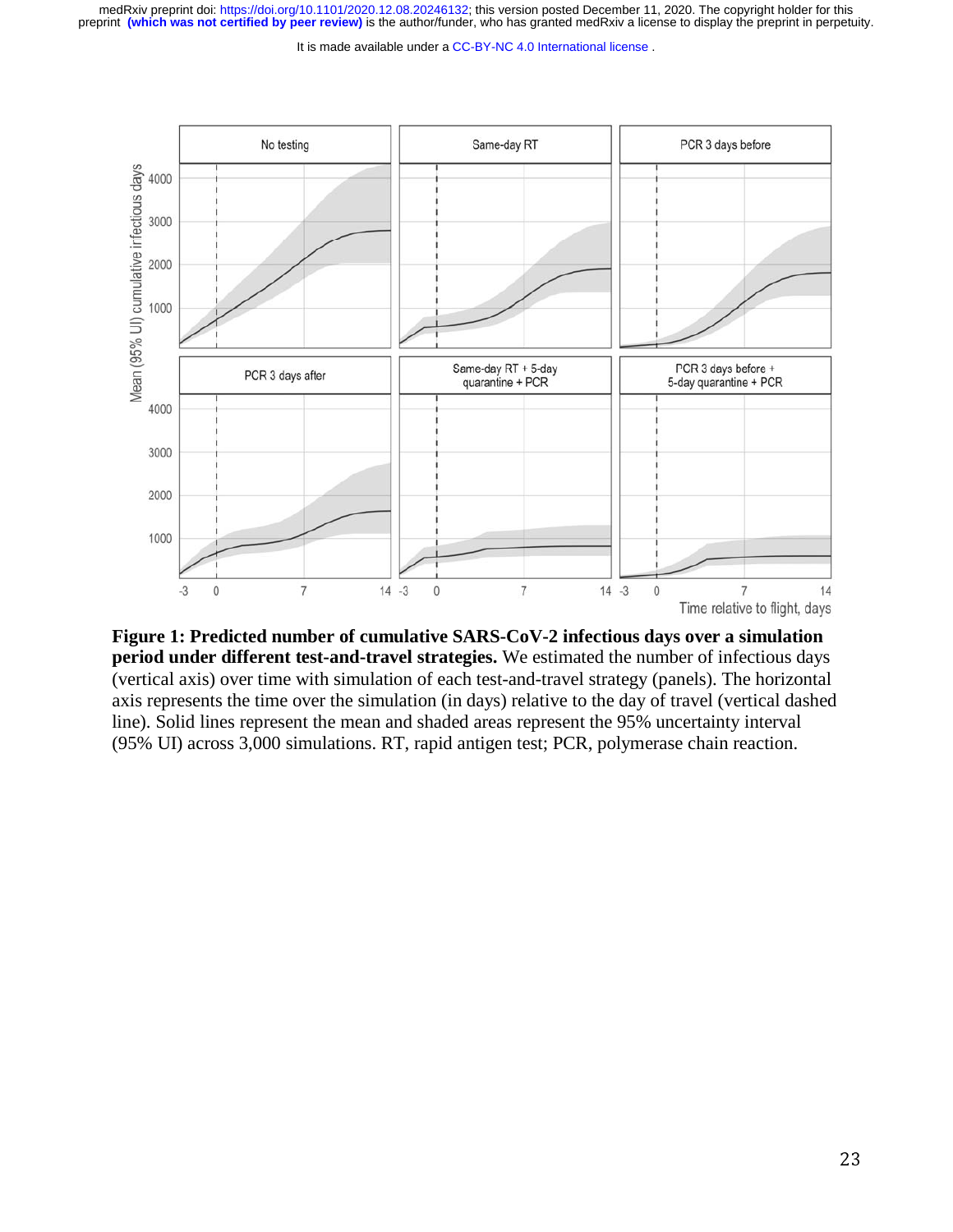**Figure 1: Predicted number of cumulative SARS-CoV-2 infectious days over a simulation period under different test-and-travel strategies.** We estimated the number of infectious days (vertical axis) over time with simulation of each test-and-travel strategy (panels). The horizontal axis represents the time over the simulation (in days) relative to the day of travel (vertical dashed line). Solid lines represent the mean and shaded areas represent the 95% uncertainty interval (95% UI) across 3,000 simulations. RT, rapid antigen test; PCR, polymerase chain reaction.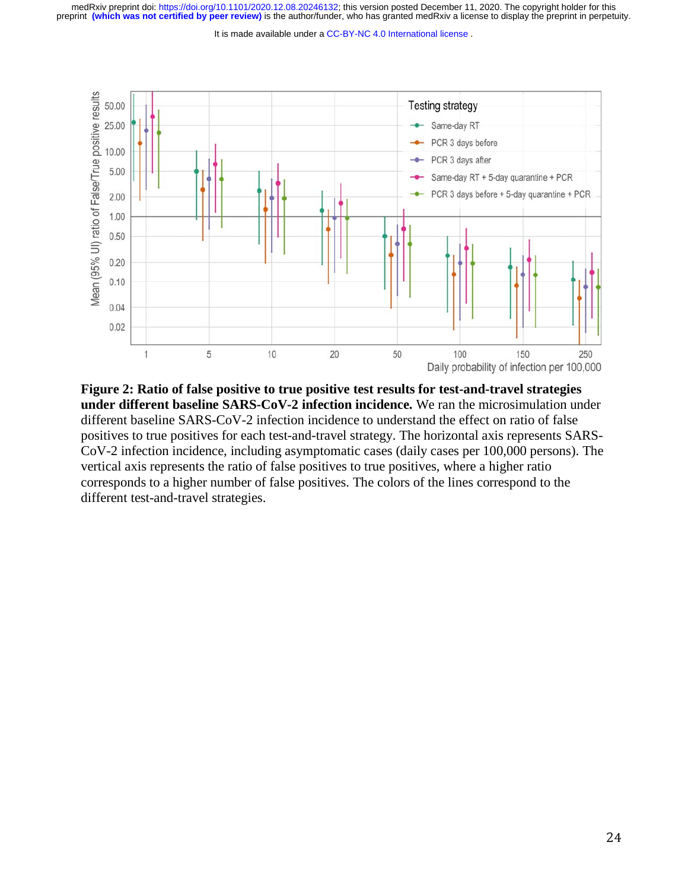**Figure 2: Ratio of false positive to true positive test results for test-and-travel strategies under different baseline SARS-CoV-2 infection incidence.** We ran the microsimulation under different baseline SARS-CoV-2 infection incidence to understand the effect on ratio of false positives to true positives for each test-and-travel strategy. The horizontal axis represents SARS-CoV-2 infection incidence, including asymptomatic cases (daily cases per 100,000 persons). The vertical axis represents the ratio of false positives to true positives, where a higher ratio corresponds to a higher number of false positives. The colors of the lines correspond to the different test-and-travel strategies.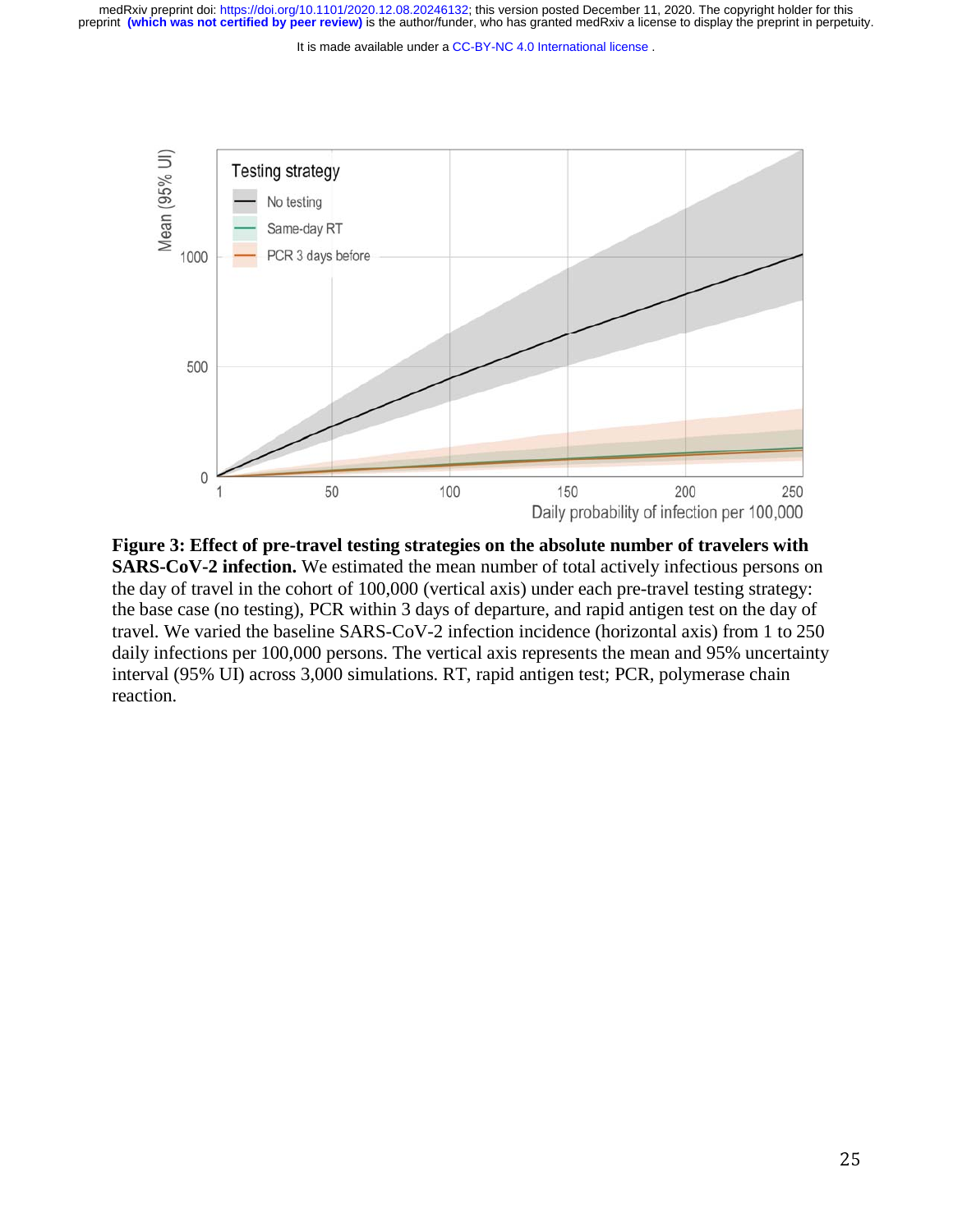**Figure 3: Effect of pre-travel testing strategies on the absolute number of travelers with SARS-CoV-2 infection.** We estimated the mean number of total actively infectious persons on the day of travel in the cohort of 100,000 (vertical axis) under each pre-travel testing strategy: the base case (no testing), PCR within 3 days of departure, and rapid antigen test on the day of travel. We varied the baseline SARS-CoV-2 infection incidence (horizontal axis) from 1 to 250 daily infections per 100,000 persons. The vertical axis represents the mean and 95% uncertainty interval (95% UI) across 3,000 simulations. RT, rapid antigen test; PCR, polymerase chain reaction.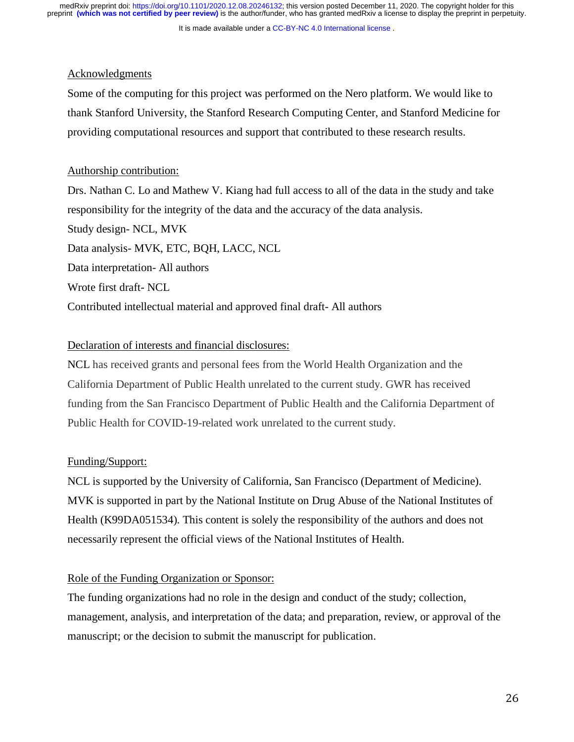## Acknowledgments

Some of the computing for this project was performed on the Nero platform. We would like to thank Stanford University, the Stanford Research Computing Center, and Stanford Medicine for providing computational resources and support that contributed to these research results.

## Authorship contribution:

Drs. Nathan C. Lo and Mathew V. Kiang had full access to all of the data in the study and take responsibility for the integrity of the data and the accuracy of the data analysis.

Study design- NCL, MVK

Data analysis- MVK, ETC, BQH, LACC, NCL

Data interpretation- All authors

Wrote first draft- NCL

Contributed intellectual material and approved final draft- All authors

## Declaration of interests and financial disclosures:

NCL has received grants and personal fees from the World Health Organization and the California Department of Public Health unrelated to the current study. GWR has received funding from the San Francisco Department of Public Health and the California Department of Public Health for COVID-19-related work unrelated to the current study.

## Funding/Support:

NCL is supported by the University of California, San Francisco (Department of Medicine). MVK is supported in part by the National Institute on Drug Abuse of the National Institutes of Health (K99DA051534). This content is solely the responsibility of the authors and does not necessarily represent the official views of the National Institutes of Health.

## Role of the Funding Organization or Sponsor:

The funding organizations had no role in the design and conduct of the study; collection, management, analysis, and interpretation of the data; and preparation, review, or approval of the manuscript; or the decision to submit the manuscript for publication.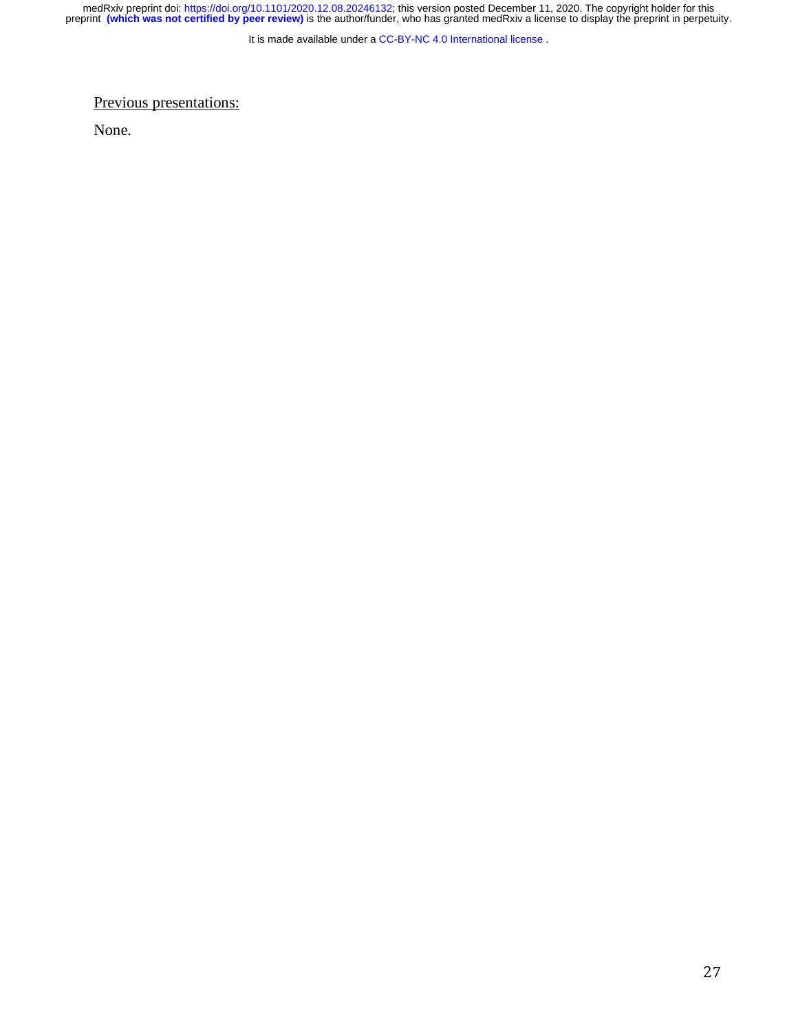Previous presentations:

None.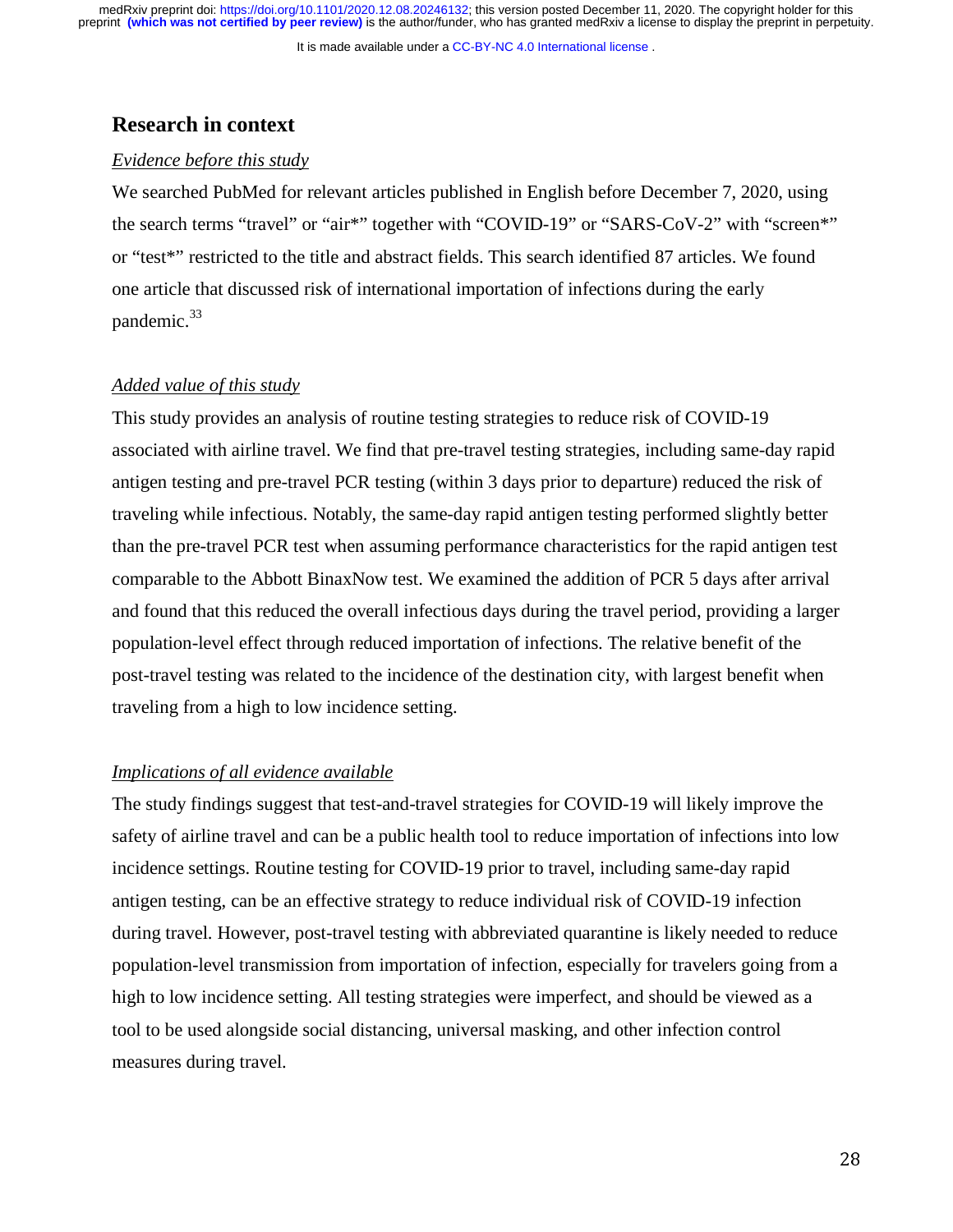## Research in context

*Evidence before this study*

We searched PubMed for relevant articles published in English before December 7, 2020, using the search terms "travel" or "air*" together with "COVID-19" or "SARS-CoV-2" with "screen*" or "test*" restricted to the title and abstract fields. This search identified 87 articles. We found one article that discussed risk of international importation of infections during the early pandemic.[33]

*Added value of this study*

This study provides an analysis of routine testing strategies to reduce risk of COVID-19 associated with airline travel. We find that pre-travel testing strategies, including same-day rapid antigen testing and pre-travel PCR testing (within 3 days prior to departure) reduced the risk of traveling while infectious. Notably, the same-day rapid antigen testing performed slightly better than the pre-travel PCR test when assuming performance characteristics for the rapid antigen test comparable to the Abbott BinaxNow test. We examined the addition of PCR 5 days after arrival and found that this reduced the overall infectious days during the travel period, providing a larger population-level effect through reduced importation of infections. The relative benefit of the post-travel testing was related to the incidence of the destination city, with largest benefit when traveling from a high to low incidence setting.

*Implications of all evidence available*

The study findings suggest that test-and-travel strategies for COVID-19 will likely improve the safety of airline travel and can be a public health tool to reduce importation of infections into low incidence settings. Routine testing for COVID-19 prior to travel, including same-day rapid antigen testing, can be an effective strategy to reduce individual risk of COVID-19 infection during travel. However, post-travel testing with abbreviated quarantine is likely needed to reduce population-level transmission from importation of infection, especially for travelers going from a high to low incidence setting. All testing strategies were imperfect, and should be viewed as a tool to be used alongside social distancing, universal masking, and other infection control measures during travel.